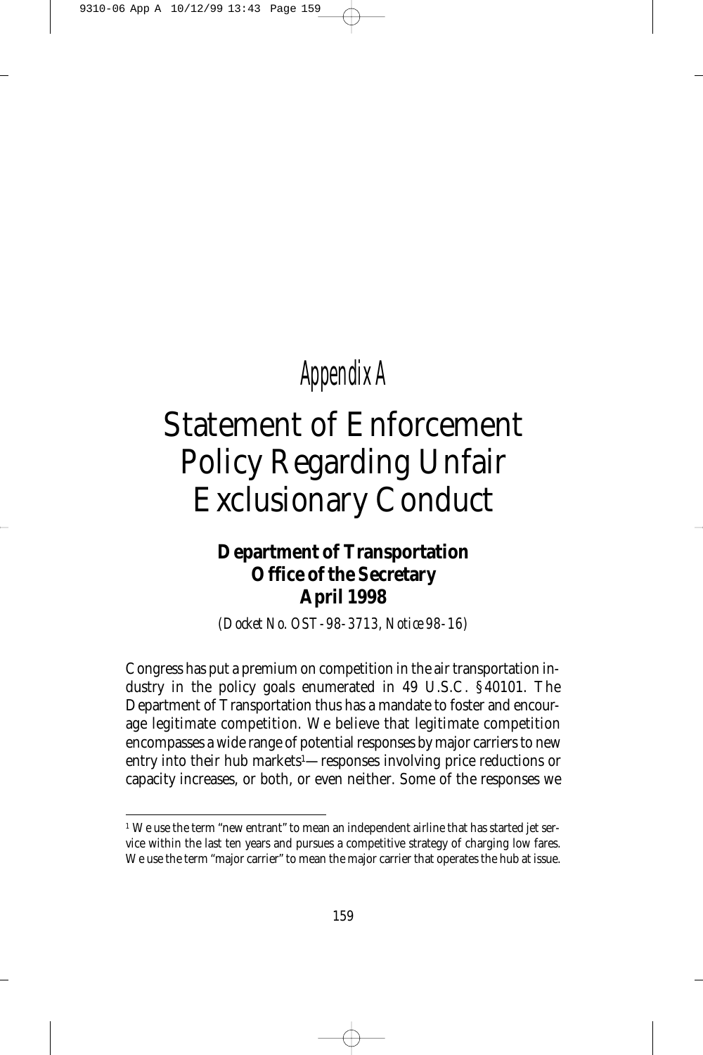*Appendix A*

# Statement of Enforcement Policy Regarding Unfair Exclusionary Conduct

**Department of Transportation**
**Office of the Secretary**
**April 1998**

*(Docket No. OST-98-3713, Notice 98-16)*

Congress has put a premium on competition in the air transportation industry in the policy goals enumerated in 49 U.S.C. §40101. The Department of Transportation thus has a mandate to foster and encourage legitimate competition. We believe that legitimate competition encompasses a wide range of potential responses by major carriers to new entry into their hub markets[1]—responses involving price reductions or capacity increases, or both, or even neither. Some of the responses we

[1] We use the term "new entrant" to mean an independent airline that has started jet service within the last ten years and pursues a competitive strategy of charging low fares. We use the term "major carrier" to mean the major carrier that operates the hub at issue.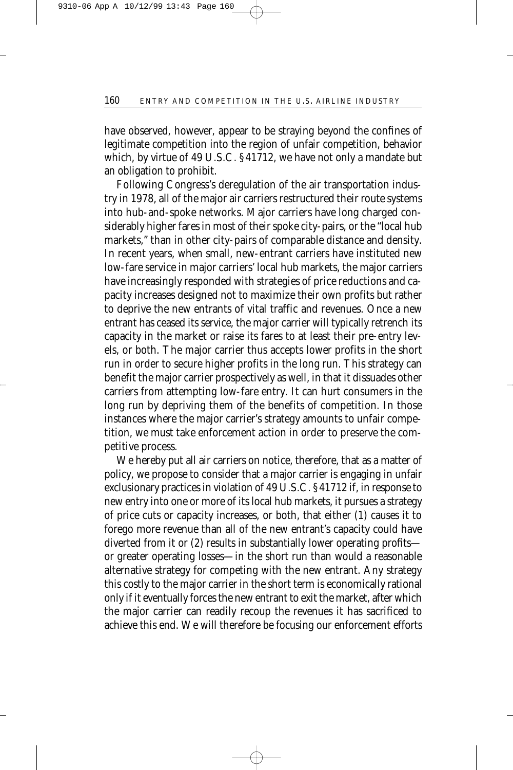have observed, however, appear to be straying beyond the confines of legitimate competition into the region of unfair competition, behavior which, by virtue of 49 U.S.C. §41712, we have not only a mandate but an obligation to prohibit.

Following Congress's deregulation of the air transportation industry in 1978, all of the major air carriers restructured their route systems into hub-and-spoke networks. Major carriers have long charged considerably higher fares in most of their spoke city-pairs, or the "local hub markets," than in other city-pairs of comparable distance and density. In recent years, when small, new-entrant carriers have instituted new low-fare service in major carriers' local hub markets, the major carriers have increasingly responded with strategies of price reductions and capacity increases designed not to maximize their own profits but rather to deprive the new entrants of vital traffic and revenues. Once a new entrant has ceased its service, the major carrier will typically retrench its capacity in the market or raise its fares to at least their pre-entry levels, or both. The major carrier thus accepts lower profits in the short run in order to secure higher profits in the long run. This strategy can benefit the major carrier prospectively as well, in that it dissuades other carriers from attempting low-fare entry. It can hurt consumers in the long run by depriving them of the benefits of competition. In those instances where the major carrier's strategy amounts to unfair competition, we must take enforcement action in order to preserve the competitive process.

We hereby put all air carriers on notice, therefore, that as a matter of policy, we propose to consider that a major carrier is engaging in unfair exclusionary practices in violation of 49 U.S.C. §41712 if, in response to new entry into one or more of its local hub markets, it pursues a strategy of price cuts or capacity increases, or both, that either (1) causes it to forego more revenue than all of the new entrant's capacity could have diverted from it or (2) results in substantially lower operating profits—or greater operating losses—in the short run than would a reasonable alternative strategy for competing with the new entrant. Any strategy this costly to the major carrier in the short term is economically rational only if it eventually forces the new entrant to exit the market, after which the major carrier can readily recoup the revenues it has sacrificed to achieve this end. We will therefore be focusing our enforcement efforts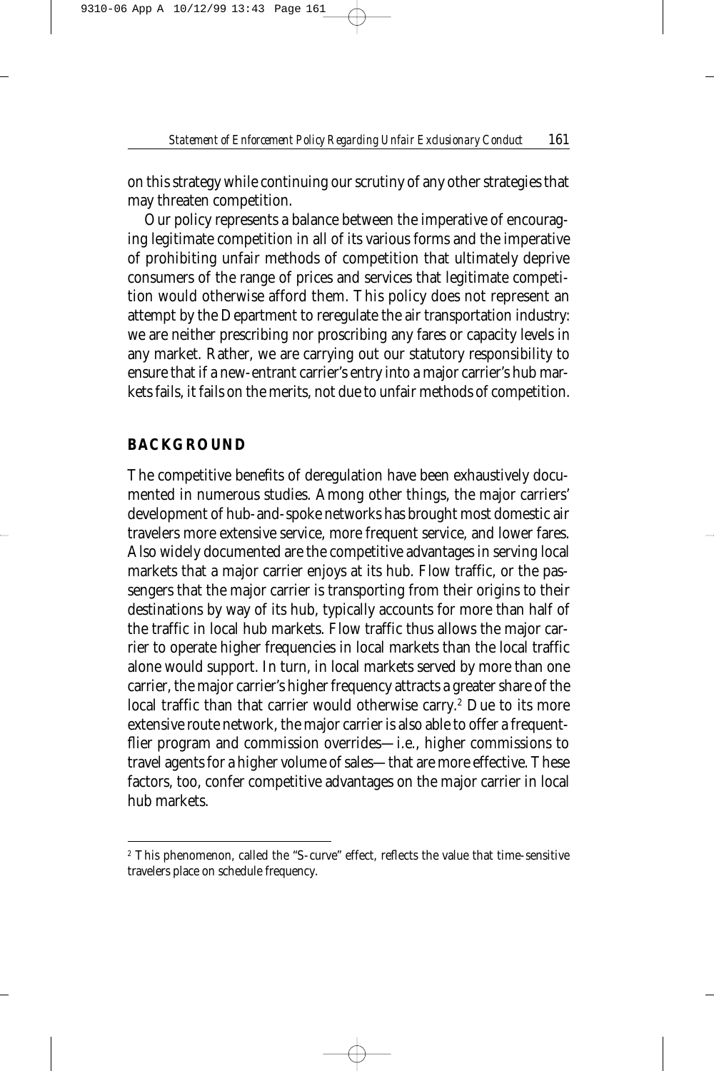on this strategy while continuing our scrutiny of any other strategies that may threaten competition.

Our policy represents a balance between the imperative of encouraging legitimate competition in all of its various forms and the imperative of prohibiting unfair methods of competition that ultimately deprive consumers of the range of prices and services that legitimate competition would otherwise afford them. This policy does not represent an attempt by the Department to reregulate the air transportation industry: we are neither prescribing nor proscribing any fares or capacity levels in any market. Rather, we are carrying out our statutory responsibility to ensure that if a new-entrant carrier's entry into a major carrier's hub markets fails, it fails on the merits, not due to unfair methods of competition.

## BACKGROUND

The competitive benefits of deregulation have been exhaustively documented in numerous studies. Among other things, the major carriers' development of hub-and-spoke networks has brought most domestic air travelers more extensive service, more frequent service, and lower fares. Also widely documented are the competitive advantages in serving local markets that a major carrier enjoys at its hub. Flow traffic, or the passengers that the major carrier is transporting from their origins to their destinations by way of its hub, typically accounts for more than half of the traffic in local hub markets. Flow traffic thus allows the major carrier to operate higher frequencies in local markets than the local traffic alone would support. In turn, in local markets served by more than one carrier, the major carrier's higher frequency attracts a greater share of the local traffic than that carrier would otherwise carry.[2] Due to its more extensive route network, the major carrier is also able to offer a frequent-flier program and commission overrides—i.e., higher commissions to travel agents for a higher volume of sales—that are more effective. These factors, too, confer competitive advantages on the major carrier in local hub markets.

[2] This phenomenon, called the "S-curve" effect, reflects the value that time-sensitive travelers place on schedule frequency.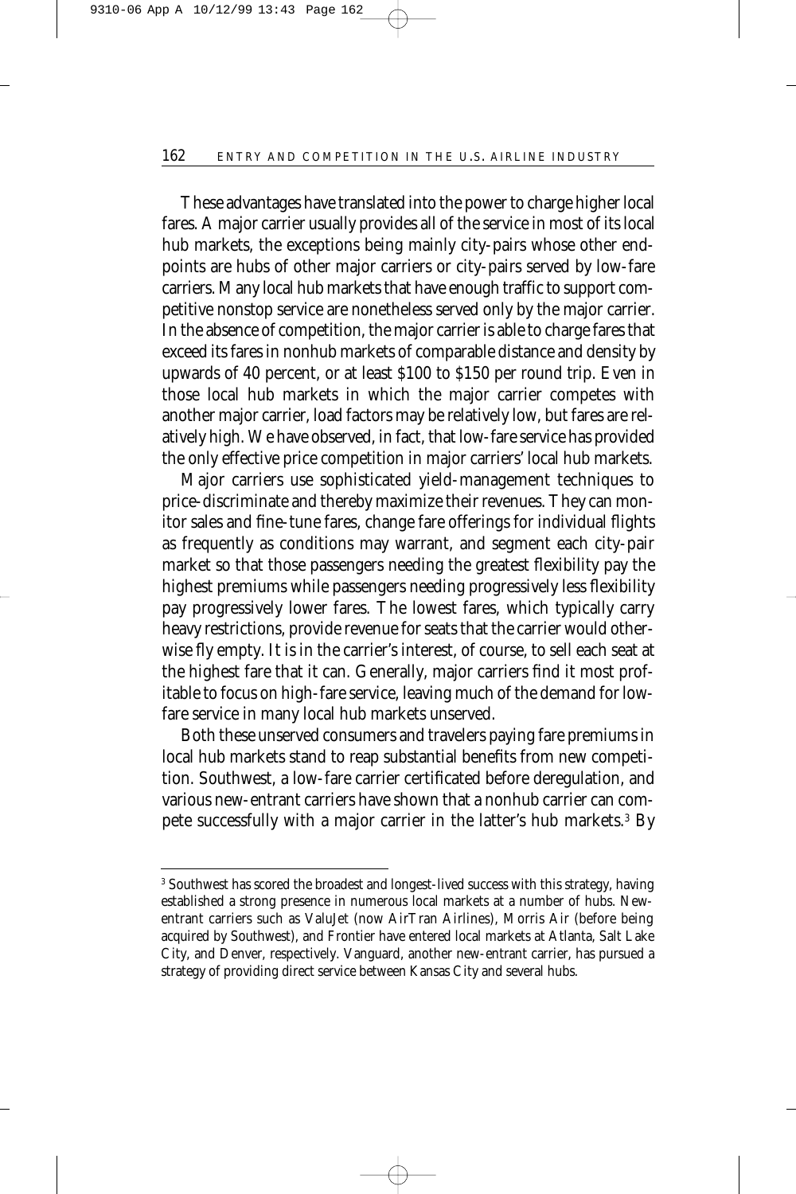These advantages have translated into the power to charge higher local fares. A major carrier usually provides all of the service in most of its local hub markets, the exceptions being mainly city-pairs whose other endpoints are hubs of other major carriers or city-pairs served by low-fare carriers. Many local hub markets that have enough traffic to support competitive nonstop service are nonetheless served only by the major carrier. In the absence of competition, the major carrier is able to charge fares that exceed its fares in nonhub markets of comparable distance and density by upwards of 40 percent, or at least $100 to $150 per round trip. Even in those local hub markets in which the major carrier competes with another major carrier, load factors may be relatively low, but fares are relatively high. We have observed, in fact, that low-fare service has provided the only effective price competition in major carriers' local hub markets.

Major carriers use sophisticated yield-management techniques to price-discriminate and thereby maximize their revenues. They can monitor sales and fine-tune fares, change fare offerings for individual flights as frequently as conditions may warrant, and segment each city-pair market so that those passengers needing the greatest flexibility pay the highest premiums while passengers needing progressively less flexibility pay progressively lower fares. The lowest fares, which typically carry heavy restrictions, provide revenue for seats that the carrier would otherwise fly empty. It is in the carrier's interest, of course, to sell each seat at the highest fare that it can. Generally, major carriers find it most profitable to focus on high-fare service, leaving much of the demand for low-fare service in many local hub markets unserved.

Both these unserved consumers and travelers paying fare premiums in local hub markets stand to reap substantial benefits from new competition. Southwest, a low-fare carrier certificated before deregulation, and various new-entrant carriers have shown that a nonhub carrier can compete successfully with a major carrier in the latter's hub markets.[3] By

---

[3] Southwest has scored the broadest and longest-lived success with this strategy, having established a strong presence in numerous local markets at a number of hubs. New-entrant carriers such as ValuJet (now AirTran Airlines), Morris Air (before being acquired by Southwest), and Frontier have entered local markets at Atlanta, Salt Lake City, and Denver, respectively. Vanguard, another new-entrant carrier, has pursued a strategy of providing direct service between Kansas City and several hubs.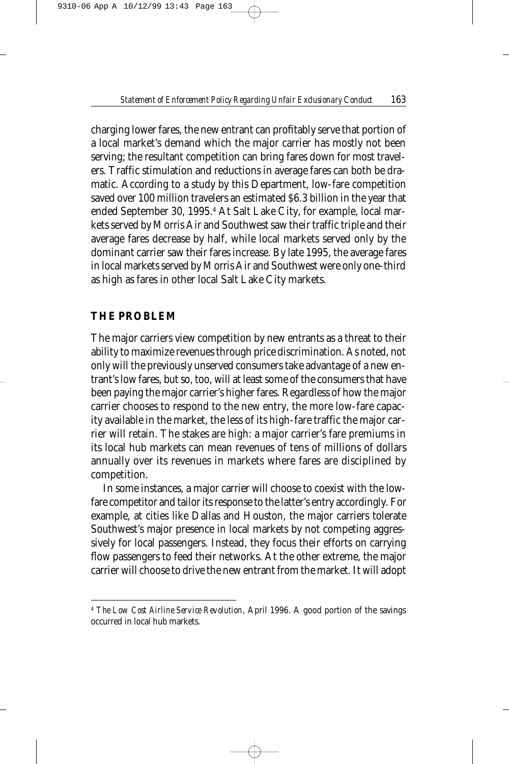charging lower fares, the new entrant can profitably serve that portion of a local market's demand which the major carrier has mostly not been serving; the resultant competition can bring fares down for most travelers. Traffic stimulation and reductions in average fares can both be dramatic. According to a study by this Department, low-fare competition saved over 100 million travelers an estimated $6.3 billion in the year that ended September 30, 1995.[4] At Salt Lake City, for example, local markets served by Morris Air and Southwest saw their traffic triple and their average fares decrease by half, while local markets served only by the dominant carrier saw their fares increase. By late 1995, the average fares in local markets served by Morris Air and Southwest were only one-third as high as fares in other local Salt Lake City markets.

## THE PROBLEM

The major carriers view competition by new entrants as a threat to their ability to maximize revenues through price discrimination. As noted, not only will the previously unserved consumers take advantage of a new entrant's low fares, but so, too, will at least some of the consumers that have been paying the major carrier's higher fares. Regardless of how the major carrier chooses to respond to the new entry, the more low-fare capacity available in the market, the less of its high-fare traffic the major carrier will retain. The stakes are high: a major carrier's fare premiums in its local hub markets can mean revenues of tens of millions of dollars annually over its revenues in markets where fares are disciplined by competition.

In some instances, a major carrier will choose to coexist with the low-fare competitor and tailor its response to the latter's entry accordingly. For example, at cities like Dallas and Houston, the major carriers tolerate Southwest's major presence in local markets by not competing aggressively for local passengers. Instead, they focus their efforts on carrying flow passengers to feed their networks. At the other extreme, the major carrier will choose to drive the new entrant from the market. It will adopt

---

[4] *The Low Cost Airline Service Revolution*, April 1996. A good portion of the savings occurred in local hub markets.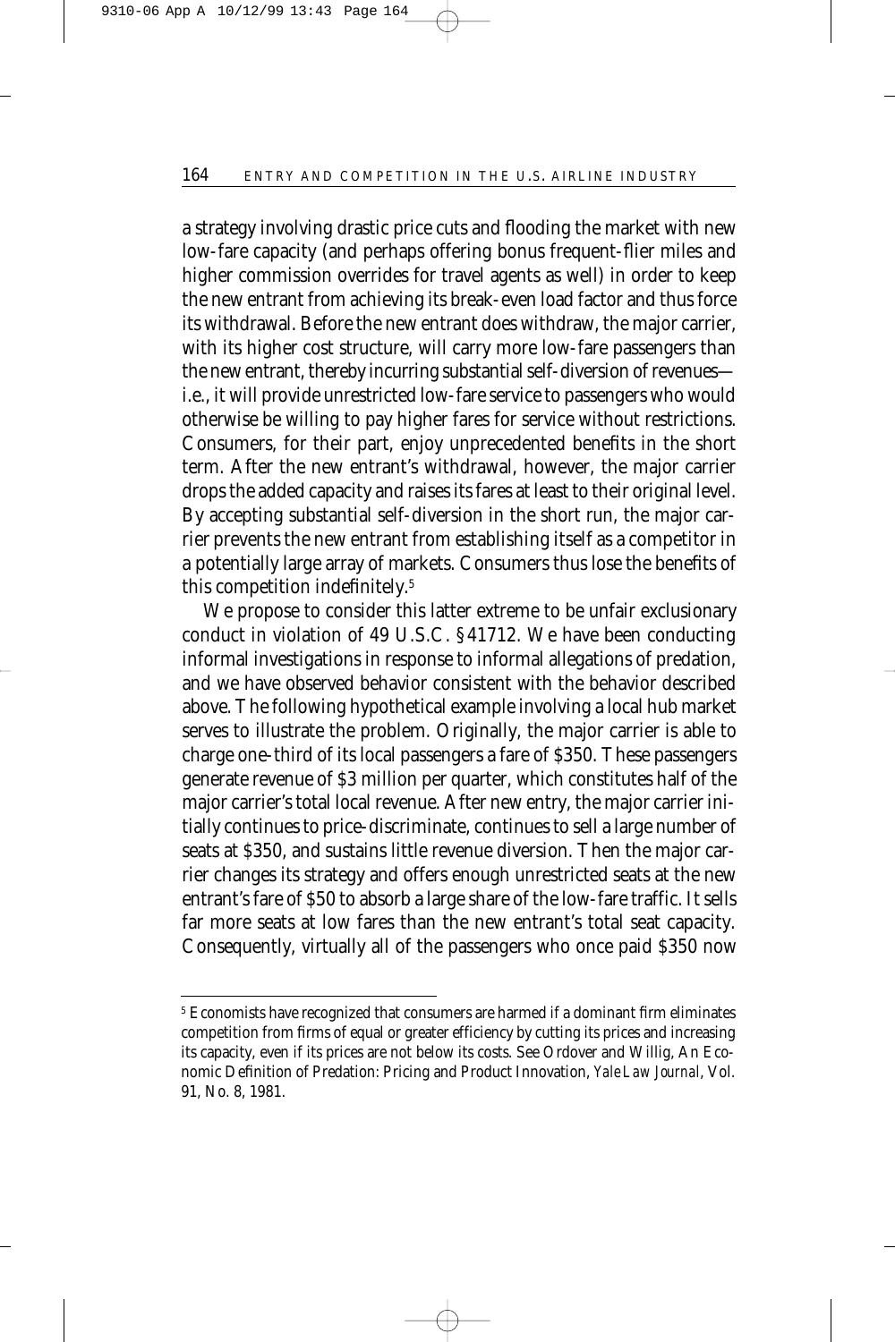a strategy involving drastic price cuts and flooding the market with new low-fare capacity (and perhaps offering bonus frequent-flier miles and higher commission overrides for travel agents as well) in order to keep the new entrant from achieving its break-even load factor and thus force its withdrawal. Before the new entrant does withdraw, the major carrier, with its higher cost structure, will carry more low-fare passengers than the new entrant, thereby incurring substantial self-diversion of revenues—i.e., it will provide unrestricted low-fare service to passengers who would otherwise be willing to pay higher fares for service without restrictions. Consumers, for their part, enjoy unprecedented benefits in the short term. After the new entrant's withdrawal, however, the major carrier drops the added capacity and raises its fares at least to their original level. By accepting substantial self-diversion in the short run, the major carrier prevents the new entrant from establishing itself as a competitor in a potentially large array of markets. Consumers thus lose the benefits of this competition indefinitely.[5]

We propose to consider this latter extreme to be unfair exclusionary conduct in violation of 49 U.S.C. §41712. We have been conducting informal investigations in response to informal allegations of predation, and we have observed behavior consistent with the behavior described above. The following hypothetical example involving a local hub market serves to illustrate the problem. Originally, the major carrier is able to charge one-third of its local passengers a fare of $350. These passengers generate revenue of $3 million per quarter, which constitutes half of the major carrier's total local revenue. After new entry, the major carrier initially continues to price-discriminate, continues to sell a large number of seats at $350, and sustains little revenue diversion. Then the major carrier changes its strategy and offers enough unrestricted seats at the new entrant's fare of $50 to absorb a large share of the low-fare traffic. It sells far more seats at low fares than the new entrant's total seat capacity. Consequently, virtually all of the passengers who once paid $350 now

[5] Economists have recognized that consumers are harmed if a dominant firm eliminates competition from firms of equal or greater efficiency by cutting its prices and increasing its capacity, even if its prices are not below its costs. See Ordover and Willig, An Economic Definition of Predation: Pricing and Product Innovation, *Yale Law Journal*, Vol. 91, No. 8, 1981.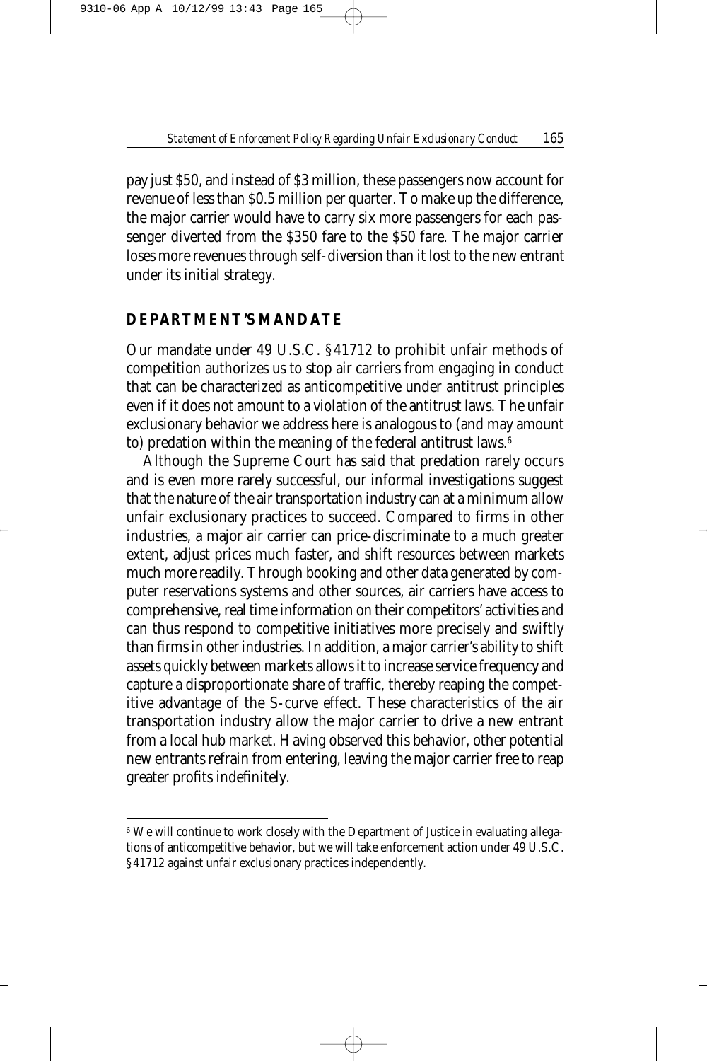pay just $50, and instead of $3 million, these passengers now account for revenue of less than $0.5 million per quarter. To make up the difference, the major carrier would have to carry six more passengers for each passenger diverted from the $350 fare to the $50 fare. The major carrier loses more revenues through self-diversion than it lost to the new entrant under its initial strategy.

## DEPARTMENT'S MANDATE

Our mandate under 49 U.S.C. §41712 to prohibit unfair methods of competition authorizes us to stop air carriers from engaging in conduct that can be characterized as anticompetitive under antitrust principles even if it does not amount to a violation of the antitrust laws. The unfair exclusionary behavior we address here is analogous to (and may amount to) predation within the meaning of the federal antitrust laws.[6]

Although the Supreme Court has said that predation rarely occurs and is even more rarely successful, our informal investigations suggest that the nature of the air transportation industry can at a minimum allow unfair exclusionary practices to succeed. Compared to firms in other industries, a major air carrier can price-discriminate to a much greater extent, adjust prices much faster, and shift resources between markets much more readily. Through booking and other data generated by computer reservations systems and other sources, air carriers have access to comprehensive, real time information on their competitors' activities and can thus respond to competitive initiatives more precisely and swiftly than firms in other industries. In addition, a major carrier's ability to shift assets quickly between markets allows it to increase service frequency and capture a disproportionate share of traffic, thereby reaping the competitive advantage of the S-curve effect. These characteristics of the air transportation industry allow the major carrier to drive a new entrant from a local hub market. Having observed this behavior, other potential new entrants refrain from entering, leaving the major carrier free to reap greater profits indefinitely.

---

[6] We will continue to work closely with the Department of Justice in evaluating allegations of anticompetitive behavior, but we will take enforcement action under 49 U.S.C. §41712 against unfair exclusionary practices independently.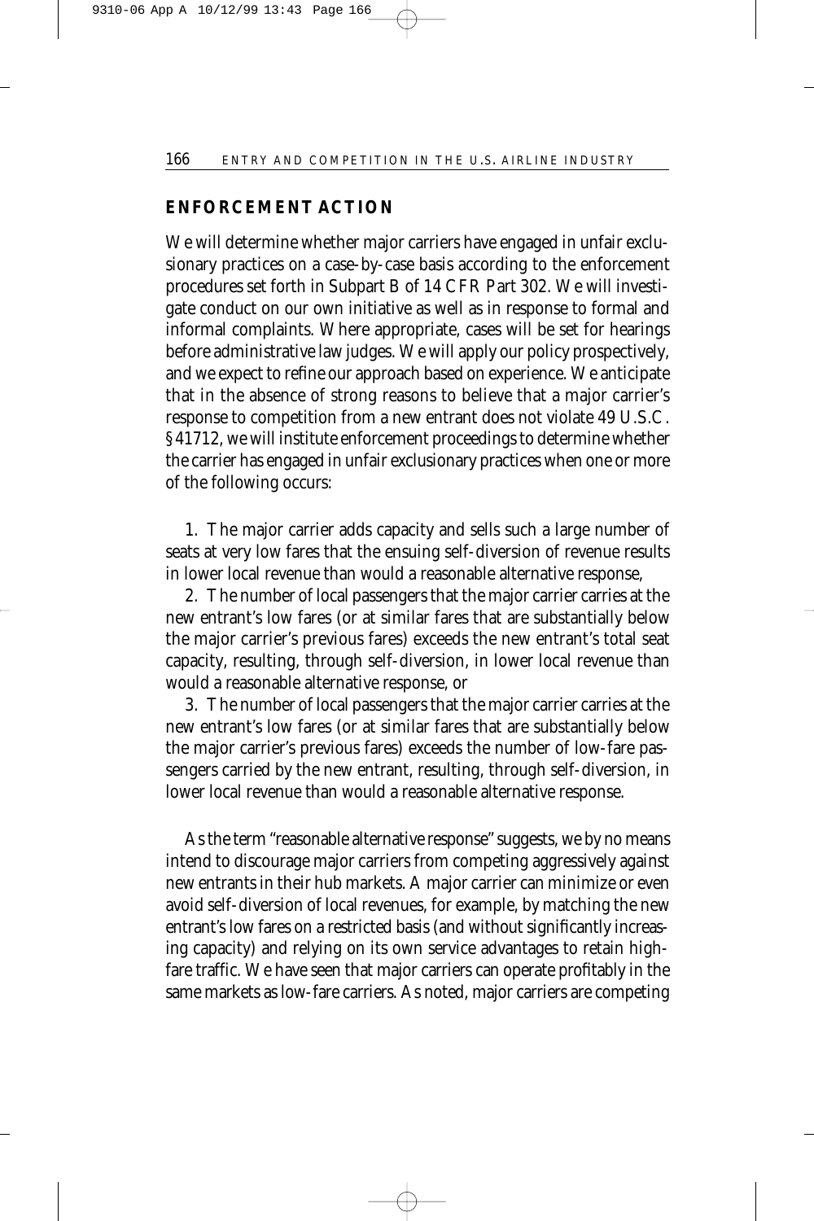## ENFORCEMENT ACTION

We will determine whether major carriers have engaged in unfair exclusionary practices on a case-by-case basis according to the enforcement procedures set forth in Subpart B of 14 CFR Part 302. We will investigate conduct on our own initiative as well as in response to formal and informal complaints. Where appropriate, cases will be set for hearings before administrative law judges. We will apply our policy prospectively, and we expect to refine our approach based on experience. We anticipate that in the absence of strong reasons to believe that a major carrier's response to competition from a new entrant does not violate 49 U.S.C. §41712, we will institute enforcement proceedings to determine whether the carrier has engaged in unfair exclusionary practices when one or more of the following occurs:

1. The major carrier adds capacity and sells such a large number of seats at very low fares that the ensuing self-diversion of revenue results in lower local revenue than would a reasonable alternative response,
2. The number of local passengers that the major carrier carries at the new entrant's low fares (or at similar fares that are substantially below the major carrier's previous fares) exceeds the new entrant's total seat capacity, resulting, through self-diversion, in lower local revenue than would a reasonable alternative response, or
3. The number of local passengers that the major carrier carries at the new entrant's low fares (or at similar fares that are substantially below the major carrier's previous fares) exceeds the number of low-fare passengers carried by the new entrant, resulting, through self-diversion, in lower local revenue than would a reasonable alternative response.

As the term "reasonable alternative response" suggests, we by no means intend to discourage major carriers from competing aggressively against new entrants in their hub markets. A major carrier can minimize or even avoid self-diversion of local revenues, for example, by matching the new entrant's low fares on a restricted basis (and without significantly increasing capacity) and relying on its own service advantages to retain high-fare traffic. We have seen that major carriers can operate profitably in the same markets as low-fare carriers. As noted, major carriers are competing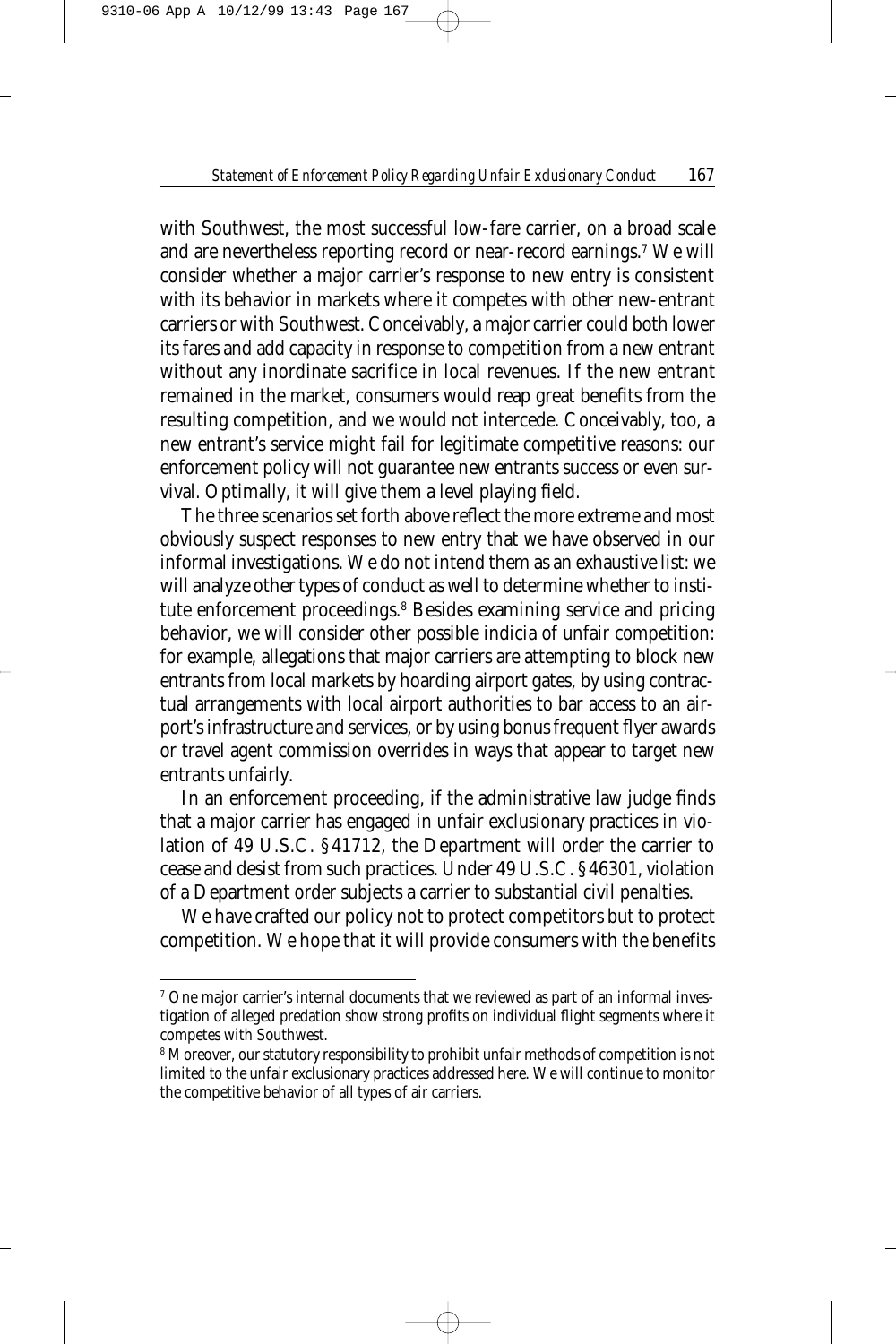with Southwest, the most successful low-fare carrier, on a broad scale and are nevertheless reporting record or near-record earnings.[7] We will consider whether a major carrier's response to new entry is consistent with its behavior in markets where it competes with other new-entrant carriers or with Southwest. Conceivably, a major carrier could both lower its fares and add capacity in response to competition from a new entrant without any inordinate sacrifice in local revenues. If the new entrant remained in the market, consumers would reap great benefits from the resulting competition, and we would not intercede. Conceivably, too, a new entrant's service might fail for legitimate competitive reasons: our enforcement policy will not guarantee new entrants success or even survival. Optimally, it will give them a level playing field.

The three scenarios set forth above reflect the more extreme and most obviously suspect responses to new entry that we have observed in our informal investigations. We do not intend them as an exhaustive list: we will analyze other types of conduct as well to determine whether to institute enforcement proceedings.[8] Besides examining service and pricing behavior, we will consider other possible indicia of unfair competition: for example, allegations that major carriers are attempting to block new entrants from local markets by hoarding airport gates, by using contractual arrangements with local airport authorities to bar access to an airport's infrastructure and services, or by using bonus frequent flyer awards or travel agent commission overrides in ways that appear to target new entrants unfairly.

In an enforcement proceeding, if the administrative law judge finds that a major carrier has engaged in unfair exclusionary practices in violation of 49 U.S.C. §41712, the Department will order the carrier to cease and desist from such practices. Under 49 U.S.C. §46301, violation of a Department order subjects a carrier to substantial civil penalties.

We have crafted our policy not to protect competitors but to protect competition. We hope that it will provide consumers with the benefits

---

[7] One major carrier's internal documents that we reviewed as part of an informal investigation of alleged predation show strong profits on individual flight segments where it competes with Southwest.

[8] Moreover, our statutory responsibility to prohibit unfair methods of competition is not limited to the unfair exclusionary practices addressed here. We will continue to monitor the competitive behavior of all types of air carriers.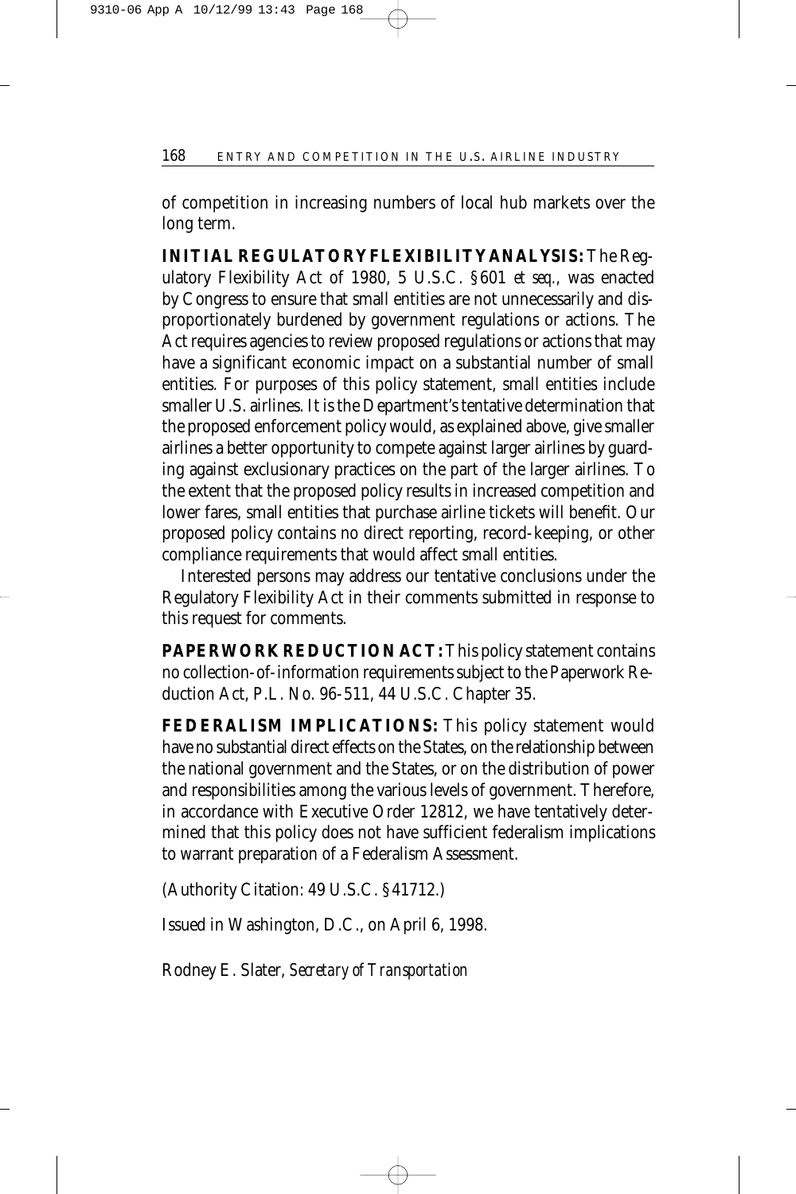of competition in increasing numbers of local hub markets over the long term.

**INITIAL REGULATORY FLEXIBILITY ANALYSIS:** The Regulatory Flexibility Act of 1980, 5 U.S.C. §601 *et seq.*, was enacted by Congress to ensure that small entities are not unnecessarily and disproportionately burdened by government regulations or actions. The Act requires agencies to review proposed regulations or actions that may have a significant economic impact on a substantial number of small entities. For purposes of this policy statement, small entities include smaller U.S. airlines. It is the Department's tentative determination that the proposed enforcement policy would, as explained above, give smaller airlines a better opportunity to compete against larger airlines by guarding against exclusionary practices on the part of the larger airlines. To the extent that the proposed policy results in increased competition and lower fares, small entities that purchase airline tickets will benefit. Our proposed policy contains no direct reporting, record-keeping, or other compliance requirements that would affect small entities.

Interested persons may address our tentative conclusions under the Regulatory Flexibility Act in their comments submitted in response to this request for comments.

**PAPERWORK REDUCTION ACT:** This policy statement contains no collection-of-information requirements subject to the Paperwork Reduction Act, P.L. No. 96-511, 44 U.S.C. Chapter 35.

**FEDERALISM IMPLICATIONS:** This policy statement would have no substantial direct effects on the States, on the relationship between the national government and the States, or on the distribution of power and responsibilities among the various levels of government. Therefore, in accordance with Executive Order 12812, we have tentatively determined that this policy does not have sufficient federalism implications to warrant preparation of a Federalism Assessment.

(Authority Citation: 49 U.S.C. §41712.)

Issued in Washington, D.C., on April 6, 1998.

Rodney E. Slater, *Secretary of Transportation*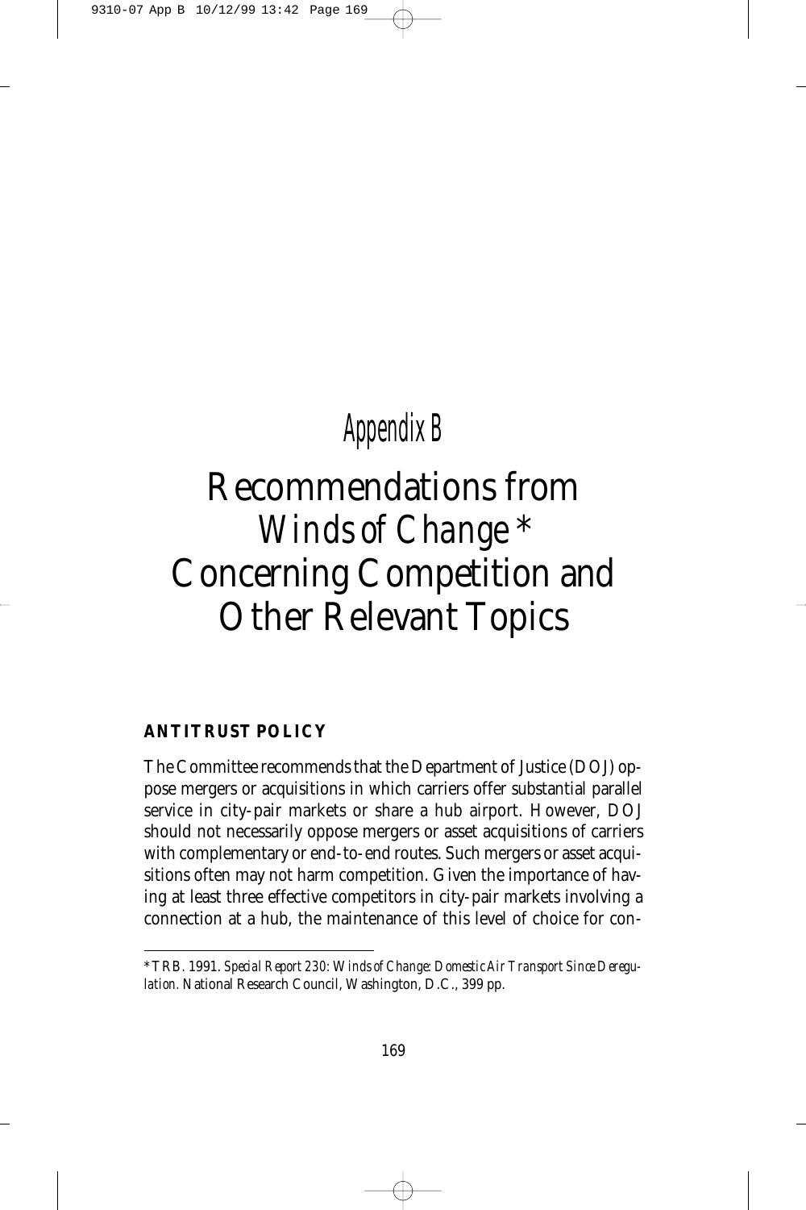# Appendix B

# Recommendations from *Winds of Change\** Concerning Competition and Other Relevant Topics

## ANTITRUST POLICY

The Committee recommends that the Department of Justice (DOJ) oppose mergers or acquisitions in which carriers offer substantial parallel service in city-pair markets or share a hub airport. However, DOJ should not necessarily oppose mergers or asset acquisitions of carriers with complementary or end-to-end routes. Such mergers or asset acquisitions often may not harm competition. Given the importance of having at least three effective competitors in city-pair markets involving a connection at a hub, the maintenance of this level of choice for con-

---

\*TRB. 1991. *Special Report 230: Winds of Change: Domestic Air Transport Since Deregulation.* National Research Council, Washington, D.C., 399 pp.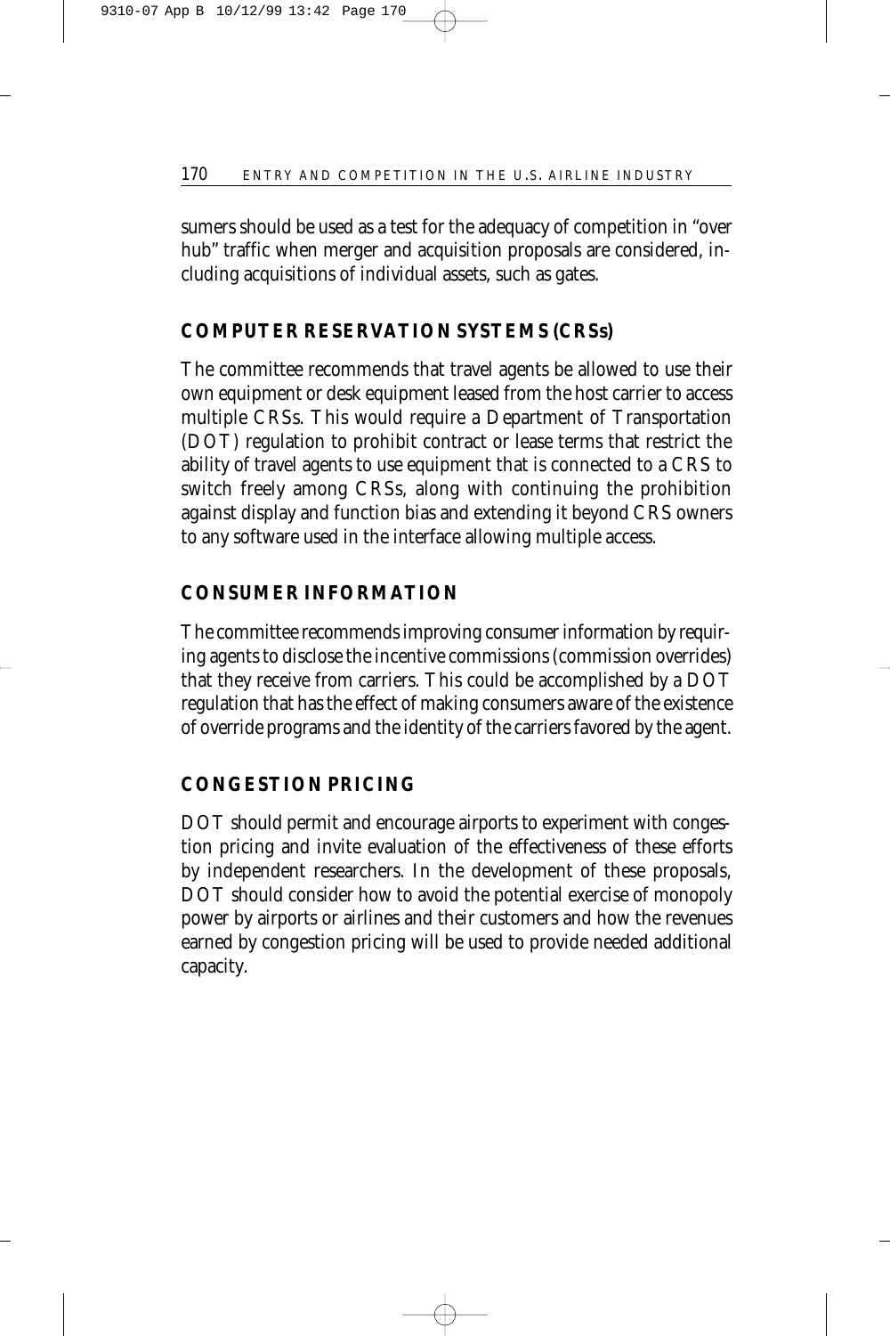sumers should be used as a test for the adequacy of competition in "over hub" traffic when merger and acquisition proposals are considered, including acquisitions of individual assets, such as gates.

## COMPUTER RESERVATION SYSTEMS (CRSs)

The committee recommends that travel agents be allowed to use their own equipment or desk equipment leased from the host carrier to access multiple CRSs. This would require a Department of Transportation (DOT) regulation to prohibit contract or lease terms that restrict the ability of travel agents to use equipment that is connected to a CRS to switch freely among CRSs, along with continuing the prohibition against display and function bias and extending it beyond CRS owners to any software used in the interface allowing multiple access.

## CONSUMER INFORMATION

The committee recommends improving consumer information by requiring agents to disclose the incentive commissions (commission overrides) that they receive from carriers. This could be accomplished by a DOT regulation that has the effect of making consumers aware of the existence of override programs and the identity of the carriers favored by the agent.

## CONGESTION PRICING

DOT should permit and encourage airports to experiment with congestion pricing and invite evaluation of the effectiveness of these efforts by independent researchers. In the development of these proposals, DOT should consider how to avoid the potential exercise of monopoly power by airports or airlines and their customers and how the revenues earned by congestion pricing will be used to provide needed additional capacity.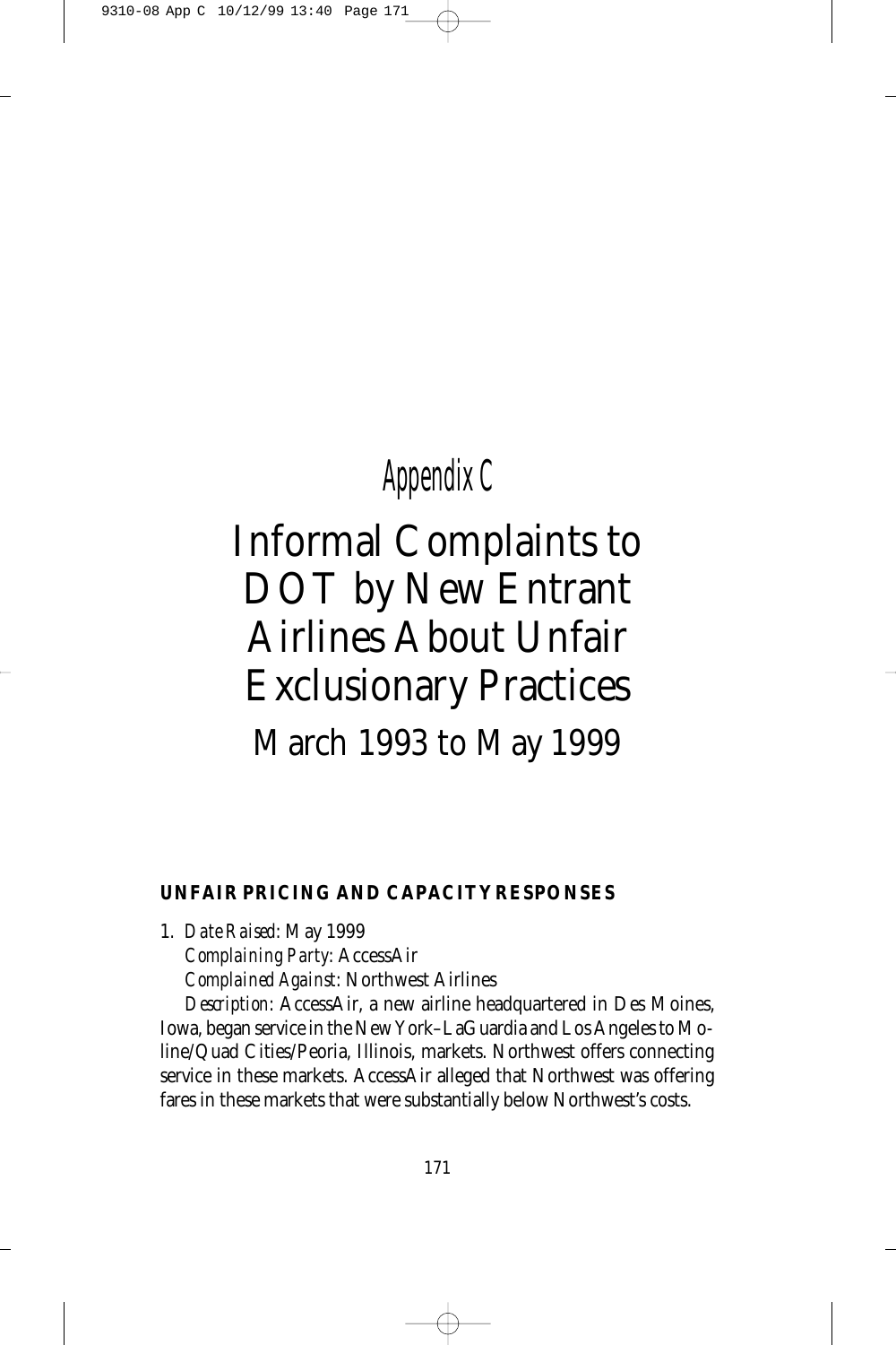# Appendix C

# Informal Complaints to DOT by New Entrant Airlines About Unfair Exclusionary Practices

## March 1993 to May 1999

### UNFAIR PRICING AND CAPACITY RESPONSES

1. *Date Raised:* May 1999
   *Complaining Party:* AccessAir
   *Complained Against:* Northwest Airlines
   *Description:* AccessAir, a new airline headquartered in Des Moines, Iowa, began service in the New York–LaGuardia and Los Angeles to Moline/Quad Cities/Peoria, Illinois, markets. Northwest offers connecting service in these markets. AccessAir alleged that Northwest was offering fares in these markets that were substantially below Northwest's costs.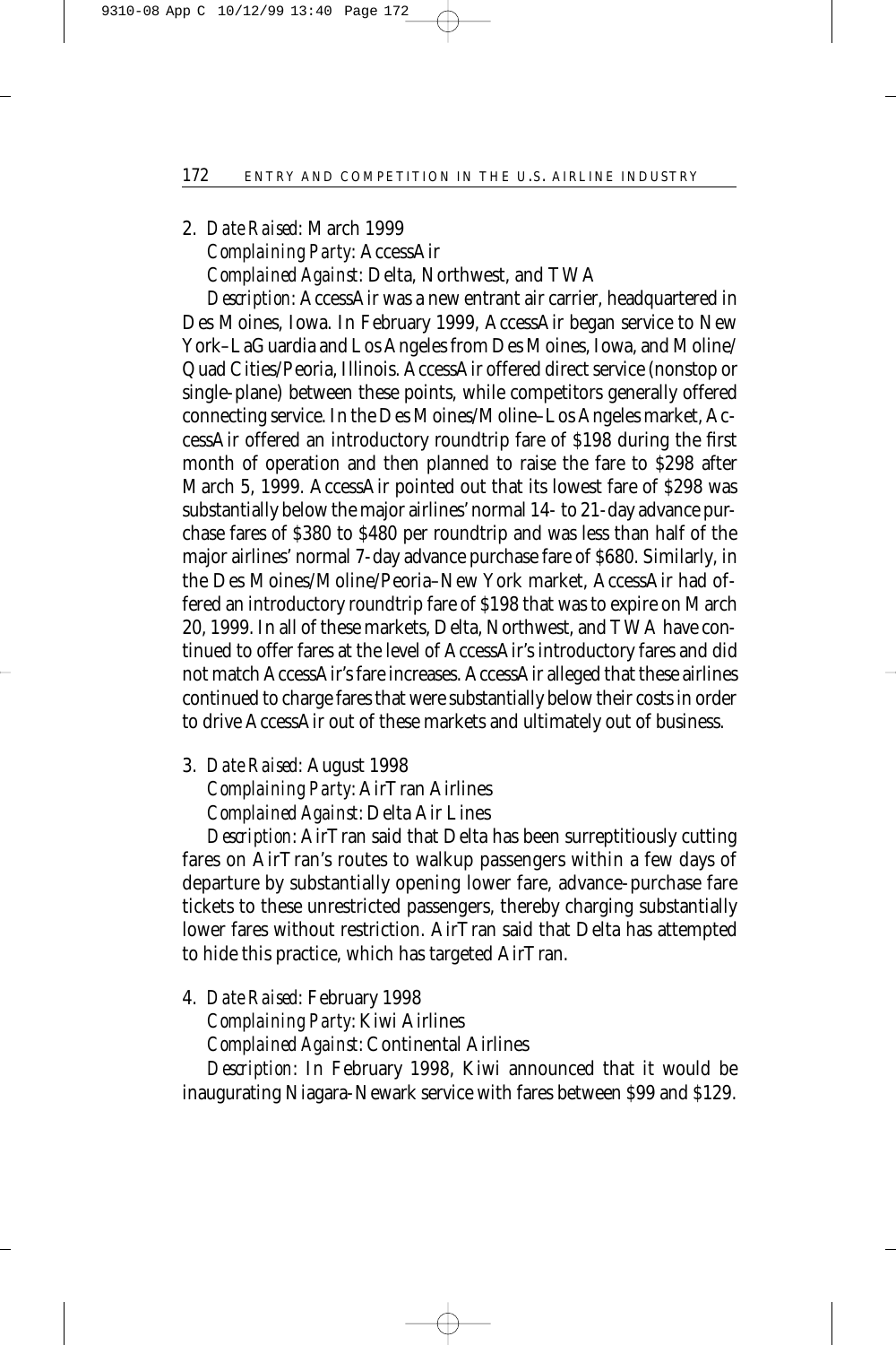2. *Date Raised*: March 1999
   *Complaining Party*: AccessAir
   *Complained Against*: Delta, Northwest, and TWA
   *Description*: AccessAir was a new entrant air carrier, headquartered in Des Moines, Iowa. In February 1999, AccessAir began service to New York–LaGuardia and Los Angeles from Des Moines, Iowa, and Moline/Quad Cities/Peoria, Illinois. AccessAir offered direct service (nonstop or single-plane) between these points, while competitors generally offered connecting service. In the Des Moines/Moline–Los Angeles market, AccessAir offered an introductory roundtrip fare of $198 during the first month of operation and then planned to raise the fare to $298 after March 5, 1999. AccessAir pointed out that its lowest fare of $298 was substantially below the major airlines' normal 14- to 21-day advance purchase fares of $380 to $480 per roundtrip and was less than half of the major airlines' normal 7-day advance purchase fare of $680. Similarly, in the Des Moines/Moline/Peoria–New York market, AccessAir had offered an introductory roundtrip fare of $198 that was to expire on March 20, 1999. In all of these markets, Delta, Northwest, and TWA have continued to offer fares at the level of AccessAir's introductory fares and did not match AccessAir's fare increases. AccessAir alleged that these airlines continued to charge fares that were substantially below their costs in order to drive AccessAir out of these markets and ultimately out of business.

3. *Date Raised*: August 1998
   *Complaining Party*: AirTran Airlines
   *Complained Against*: Delta Air Lines
   *Description*: AirTran said that Delta has been surreptitiously cutting fares on AirTran's routes to walkup passengers within a few days of departure by substantially opening lower fare, advance-purchase fare tickets to these unrestricted passengers, thereby charging substantially lower fares without restriction. AirTran said that Delta has attempted to hide this practice, which has targeted AirTran.

4. *Date Raised*: February 1998
   *Complaining Party*: Kiwi Airlines
   *Complained Against*: Continental Airlines
   *Description*: In February 1998, Kiwi announced that it would be inaugurating Niagara-Newark service with fares between $99 and $129.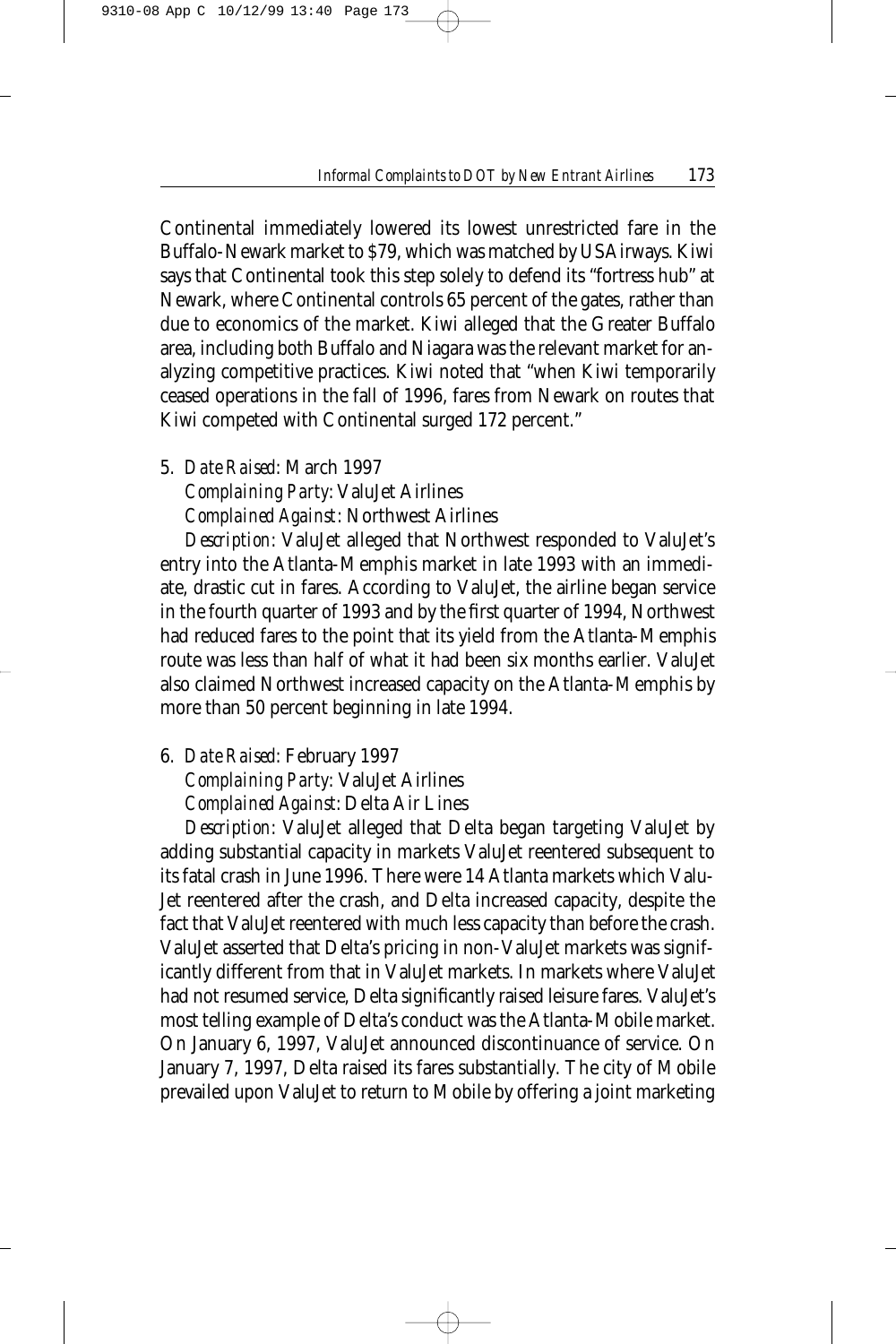Continental immediately lowered its lowest unrestricted fare in the Buffalo-Newark market to $79, which was matched by USAirways. Kiwi says that Continental took this step solely to defend its "fortress hub" at Newark, where Continental controls 65 percent of the gates, rather than due to economics of the market. Kiwi alleged that the Greater Buffalo area, including both Buffalo and Niagara was the relevant market for analyzing competitive practices. Kiwi noted that "when Kiwi temporarily ceased operations in the fall of 1996, fares from Newark on routes that Kiwi competed with Continental surged 172 percent."

5. *Date Raised*: March 1997
   *Complaining Party*: ValuJet Airlines
   *Complained Against*: Northwest Airlines
   *Description*: ValuJet alleged that Northwest responded to ValuJet's entry into the Atlanta-Memphis market in late 1993 with an immediate, drastic cut in fares. According to ValuJet, the airline began service in the fourth quarter of 1993 and by the first quarter of 1994, Northwest had reduced fares to the point that its yield from the Atlanta-Memphis route was less than half of what it had been six months earlier. ValuJet also claimed Northwest increased capacity on the Atlanta-Memphis by more than 50 percent beginning in late 1994.

6. *Date Raised*: February 1997
   *Complaining Party*: ValuJet Airlines
   *Complained Against*: Delta Air Lines
   *Description*: ValuJet alleged that Delta began targeting ValuJet by adding substantial capacity in markets ValuJet reentered subsequent to its fatal crash in June 1996. There were 14 Atlanta markets which ValuJet reentered after the crash, and Delta increased capacity, despite the fact that ValuJet reentered with much less capacity than before the crash. ValuJet asserted that Delta's pricing in non-ValuJet markets was significantly different from that in ValuJet markets. In markets where ValuJet had not resumed service, Delta significantly raised leisure fares. ValuJet's most telling example of Delta's conduct was the Atlanta-Mobile market. On January 6, 1997, ValuJet announced discontinuance of service. On January 7, 1997, Delta raised its fares substantially. The city of Mobile prevailed upon ValuJet to return to Mobile by offering a joint marketing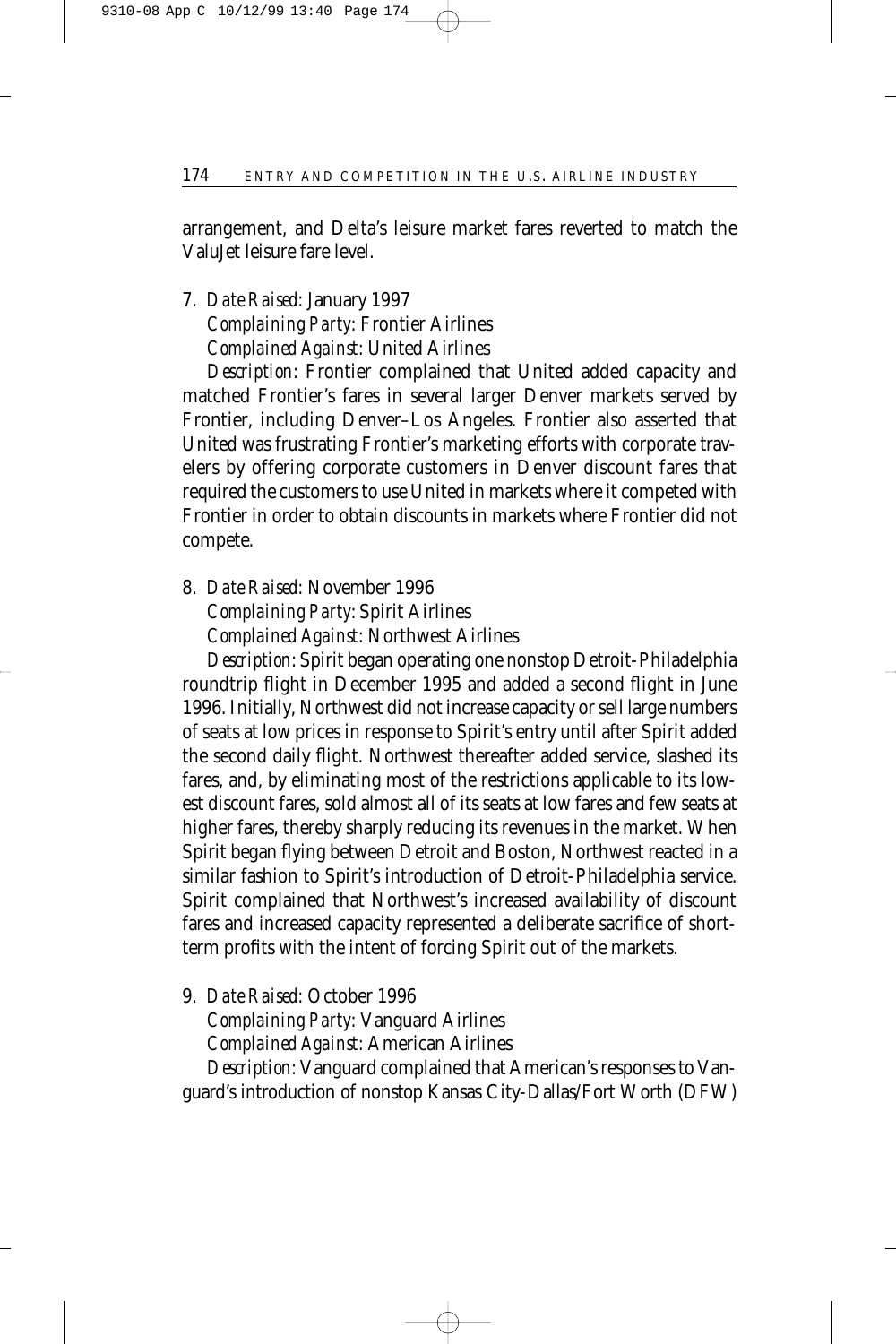arrangement, and Delta's leisure market fares reverted to match the ValuJet leisure fare level.

7. *Date Raised*: January 1997

   *Complaining Party*: Frontier Airlines

   *Complained Against*: United Airlines

   *Description*: Frontier complained that United added capacity and matched Frontier's fares in several larger Denver markets served by Frontier, including Denver–Los Angeles. Frontier also asserted that United was frustrating Frontier's marketing efforts with corporate travelers by offering corporate customers in Denver discount fares that required the customers to use United in markets where it competed with Frontier in order to obtain discounts in markets where Frontier did not compete.

8. *Date Raised*: November 1996

   *Complaining Party*: Spirit Airlines

   *Complained Against*: Northwest Airlines

   *Description*: Spirit began operating one nonstop Detroit-Philadelphia roundtrip flight in December 1995 and added a second flight in June 1996. Initially, Northwest did not increase capacity or sell large numbers of seats at low prices in response to Spirit's entry until after Spirit added the second daily flight. Northwest thereafter added service, slashed its fares, and, by eliminating most of the restrictions applicable to its lowest discount fares, sold almost all of its seats at low fares and few seats at higher fares, thereby sharply reducing its revenues in the market. When Spirit began flying between Detroit and Boston, Northwest reacted in a similar fashion to Spirit's introduction of Detroit-Philadelphia service. Spirit complained that Northwest's increased availability of discount fares and increased capacity represented a deliberate sacrifice of short-term profits with the intent of forcing Spirit out of the markets.

9. *Date Raised*: October 1996

   *Complaining Party*: Vanguard Airlines

   *Complained Against*: American Airlines

   *Description*: Vanguard complained that American's responses to Vanguard's introduction of nonstop Kansas City-Dallas/Fort Worth (DFW)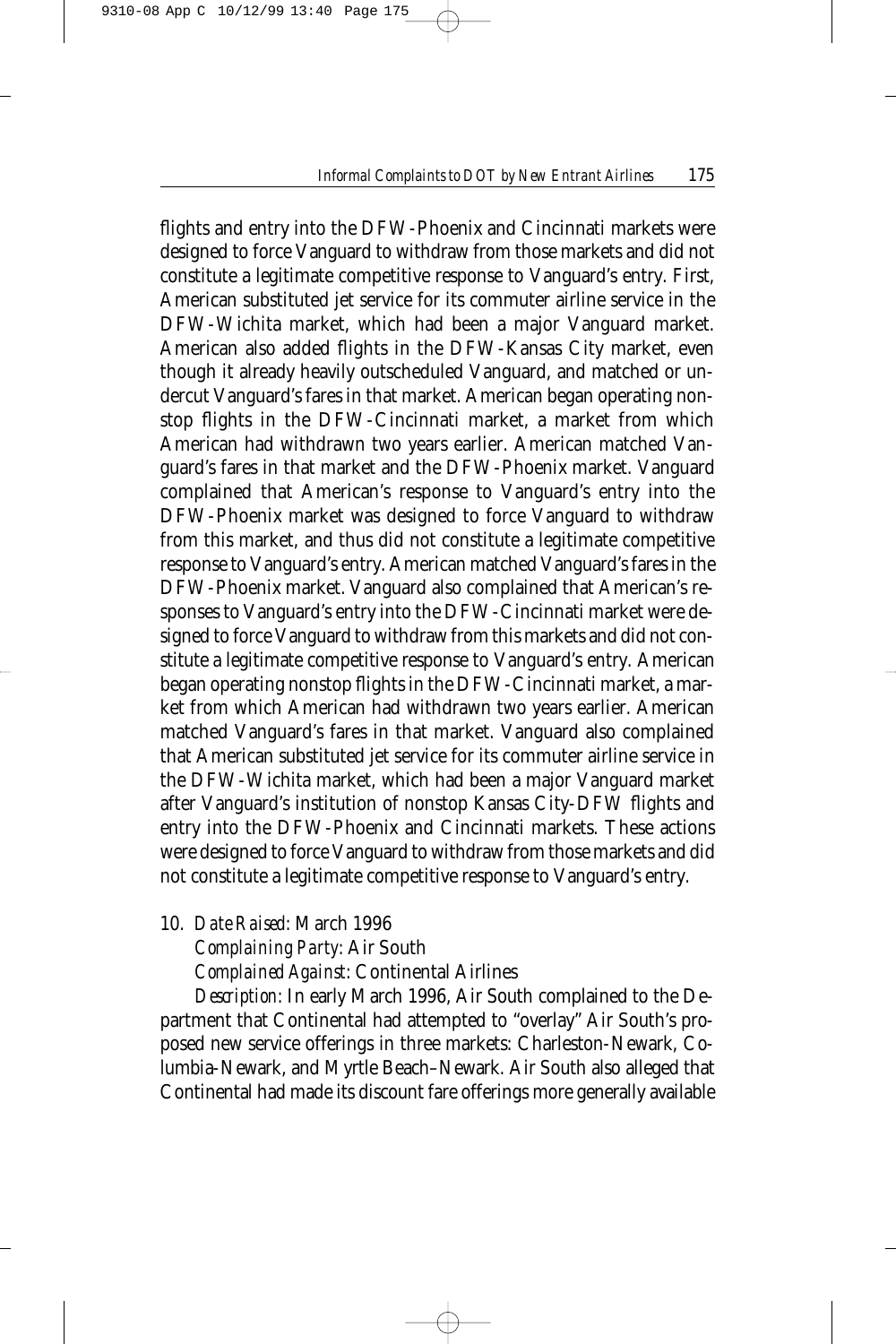flights and entry into the DFW-Phoenix and Cincinnati markets were designed to force Vanguard to withdraw from those markets and did not constitute a legitimate competitive response to Vanguard's entry. First, American substituted jet service for its commuter airline service in the DFW-Wichita market, which had been a major Vanguard market. American also added flights in the DFW-Kansas City market, even though it already heavily outscheduled Vanguard, and matched or undercut Vanguard's fares in that market. American began operating nonstop flights in the DFW-Cincinnati market, a market from which American had withdrawn two years earlier. American matched Vanguard's fares in that market and the DFW-Phoenix market. Vanguard complained that American's response to Vanguard's entry into the DFW-Phoenix market was designed to force Vanguard to withdraw from this market, and thus did not constitute a legitimate competitive response to Vanguard's entry. American matched Vanguard's fares in the DFW-Phoenix market. Vanguard also complained that American's responses to Vanguard's entry into the DFW-Cincinnati market were designed to force Vanguard to withdraw from this markets and did not constitute a legitimate competitive response to Vanguard's entry. American began operating nonstop flights in the DFW-Cincinnati market, a market from which American had withdrawn two years earlier. American matched Vanguard's fares in that market. Vanguard also complained that American substituted jet service for its commuter airline service in the DFW-Wichita market, which had been a major Vanguard market after Vanguard's institution of nonstop Kansas City-DFW flights and entry into the DFW-Phoenix and Cincinnati markets. These actions were designed to force Vanguard to withdraw from those markets and did not constitute a legitimate competitive response to Vanguard's entry.

10. *Date Raised*: March 1996

    *Complaining Party*: Air South

    *Complained Against*: Continental Airlines

    *Description*: In early March 1996, Air South complained to the Department that Continental had attempted to "overlay" Air South's proposed new service offerings in three markets: Charleston-Newark, Columbia-Newark, and Myrtle Beach–Newark. Air South also alleged that Continental had made its discount fare offerings more generally available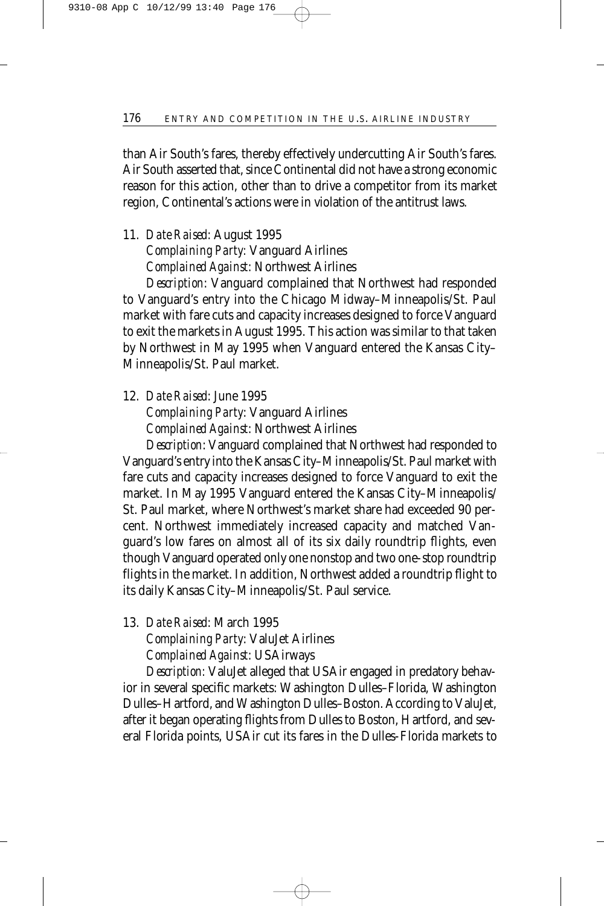than Air South's fares, thereby effectively undercutting Air South's fares. Air South asserted that, since Continental did not have a strong economic reason for this action, other than to drive a competitor from its market region, Continental's actions were in violation of the antitrust laws.

11. *Date Raised*: August 1995

    *Complaining Party*: Vanguard Airlines

    *Complained Against*: Northwest Airlines

    *Description*: Vanguard complained that Northwest had responded to Vanguard's entry into the Chicago Midway–Minneapolis/St. Paul market with fare cuts and capacity increases designed to force Vanguard to exit the markets in August 1995. This action was similar to that taken by Northwest in May 1995 when Vanguard entered the Kansas City–Minneapolis/St. Paul market.

12. *Date Raised*: June 1995

    *Complaining Party*: Vanguard Airlines

    *Complained Against*: Northwest Airlines

    *Description*: Vanguard complained that Northwest had responded to Vanguard's entry into the Kansas City–Minneapolis/St. Paul market with fare cuts and capacity increases designed to force Vanguard to exit the market. In May 1995 Vanguard entered the Kansas City–Minneapolis/St. Paul market, where Northwest's market share had exceeded 90 percent. Northwest immediately increased capacity and matched Vanguard's low fares on almost all of its six daily roundtrip flights, even though Vanguard operated only one nonstop and two one-stop roundtrip flights in the market. In addition, Northwest added a roundtrip flight to its daily Kansas City–Minneapolis/St. Paul service.

13. *Date Raised*: March 1995

    *Complaining Party*: ValuJet Airlines

    *Complained Against*: USAirways

    *Description*: ValuJet alleged that USAir engaged in predatory behavior in several specific markets: Washington Dulles–Florida, Washington Dulles–Hartford, and Washington Dulles–Boston. According to ValuJet, after it began operating flights from Dulles to Boston, Hartford, and several Florida points, USAir cut its fares in the Dulles-Florida markets to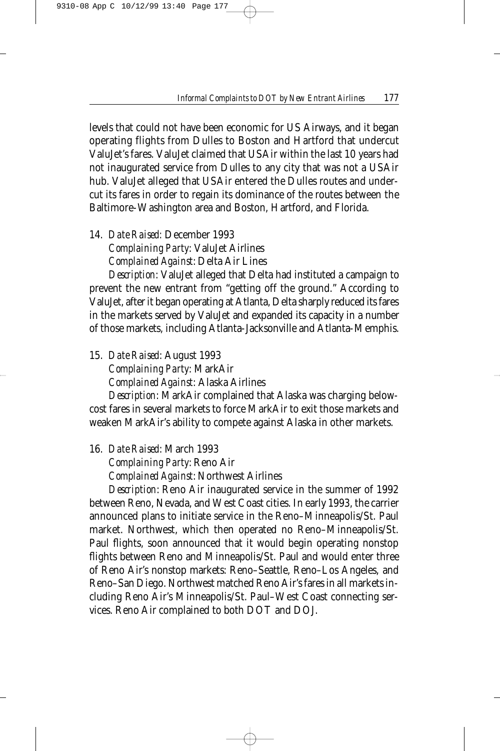levels that could not have been economic for US Airways, and it began operating flights from Dulles to Boston and Hartford that undercut ValuJet's fares. ValuJet claimed that USAir within the last 10 years had not inaugurated service from Dulles to any city that was not a USAir hub. ValuJet alleged that USAir entered the Dulles routes and undercut its fares in order to regain its dominance of the routes between the Baltimore-Washington area and Boston, Hartford, and Florida.

14. *Date Raised:* December 1993

    *Complaining Party:* ValuJet Airlines

    *Complained Against:* Delta Air Lines

    *Description:* ValuJet alleged that Delta had instituted a campaign to prevent the new entrant from "getting off the ground." According to ValuJet, after it began operating at Atlanta, Delta sharply reduced its fares in the markets served by ValuJet and expanded its capacity in a number of those markets, including Atlanta-Jacksonville and Atlanta-Memphis.

15. *Date Raised:* August 1993

    *Complaining Party:* MarkAir

    *Complained Against:* Alaska Airlines

    *Description:* MarkAir complained that Alaska was charging below-cost fares in several markets to force MarkAir to exit those markets and weaken MarkAir's ability to compete against Alaska in other markets.

16. *Date Raised:* March 1993

    *Complaining Party:* Reno Air

    *Complained Against:* Northwest Airlines

    *Description:* Reno Air inaugurated service in the summer of 1992 between Reno, Nevada, and West Coast cities. In early 1993, the carrier announced plans to initiate service in the Reno–Minneapolis/St. Paul market. Northwest, which then operated no Reno–Minneapolis/St. Paul flights, soon announced that it would begin operating nonstop flights between Reno and Minneapolis/St. Paul and would enter three of Reno Air's nonstop markets: Reno–Seattle, Reno–Los Angeles, and Reno–San Diego. Northwest matched Reno Air's fares in all markets including Reno Air's Minneapolis/St. Paul–West Coast connecting services. Reno Air complained to both DOT and DOJ.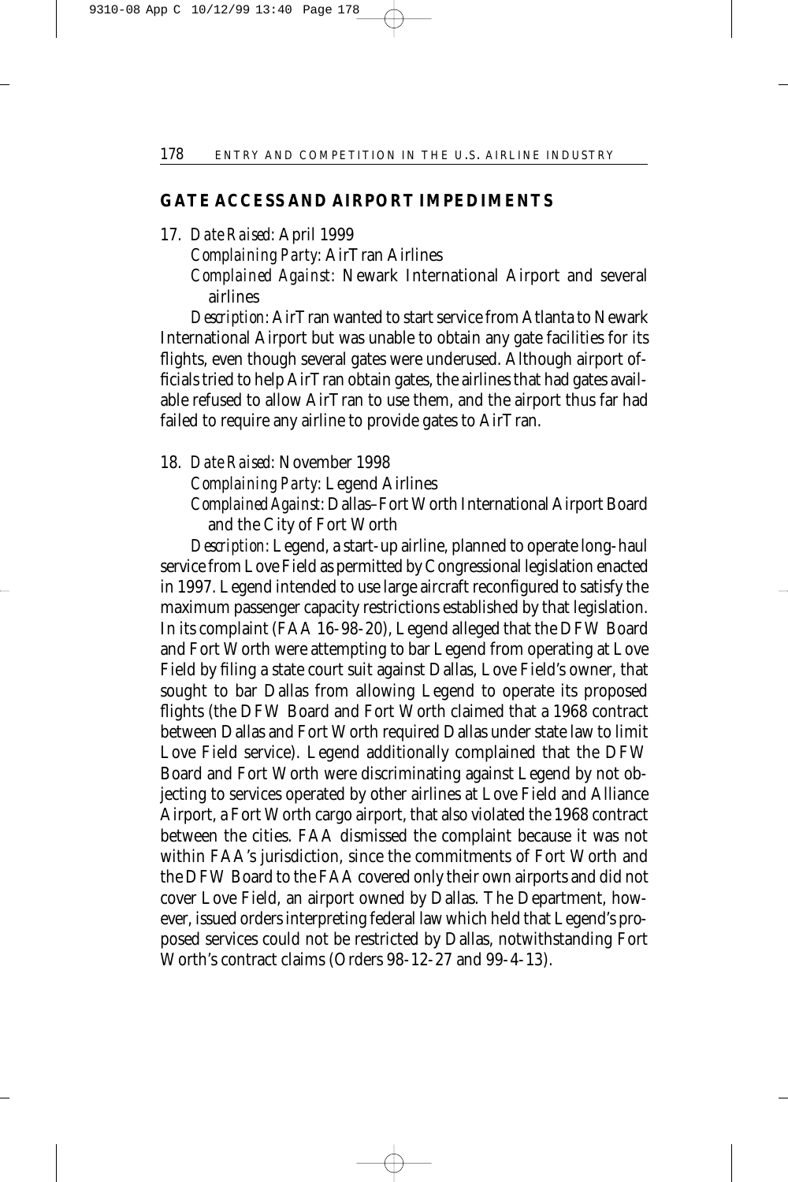## GATE ACCESS AND AIRPORT IMPEDIMENTS

17. *Date Raised*: April 1999

    *Complaining Party*: AirTran Airlines

    *Complained Against*: Newark International Airport and several airlines

    *Description*: AirTran wanted to start service from Atlanta to Newark International Airport but was unable to obtain any gate facilities for its flights, even though several gates were underused. Although airport officials tried to help AirTran obtain gates, the airlines that had gates available refused to allow AirTran to use them, and the airport thus far had failed to require any airline to provide gates to AirTran.

18. *Date Raised*: November 1998

    *Complaining Party*: Legend Airlines

    *Complained Against*: Dallas–Fort Worth International Airport Board and the City of Fort Worth

    *Description*: Legend, a start-up airline, planned to operate long-haul service from Love Field as permitted by Congressional legislation enacted in 1997. Legend intended to use large aircraft reconfigured to satisfy the maximum passenger capacity restrictions established by that legislation. In its complaint (FAA 16-98-20), Legend alleged that the DFW Board and Fort Worth were attempting to bar Legend from operating at Love Field by filing a state court suit against Dallas, Love Field's owner, that sought to bar Dallas from allowing Legend to operate its proposed flights (the DFW Board and Fort Worth claimed that a 1968 contract between Dallas and Fort Worth required Dallas under state law to limit Love Field service). Legend additionally complained that the DFW Board and Fort Worth were discriminating against Legend by not objecting to services operated by other airlines at Love Field and Alliance Airport, a Fort Worth cargo airport, that also violated the 1968 contract between the cities. FAA dismissed the complaint because it was not within FAA's jurisdiction, since the commitments of Fort Worth and the DFW Board to the FAA covered only their own airports and did not cover Love Field, an airport owned by Dallas. The Department, however, issued orders interpreting federal law which held that Legend's proposed services could not be restricted by Dallas, notwithstanding Fort Worth's contract claims (Orders 98-12-27 and 99-4-13).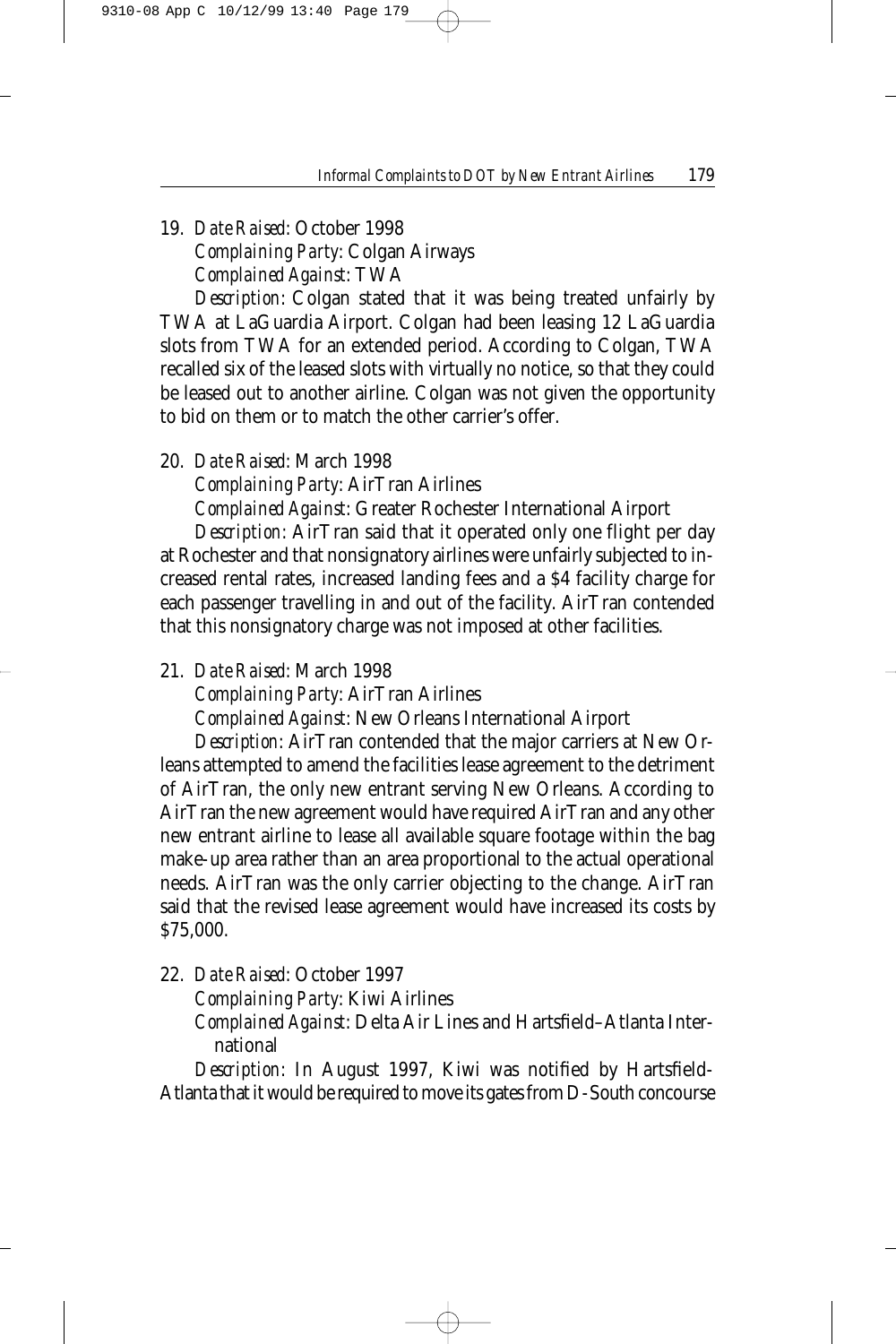19. *Date Raised*: October 1998

 *Complaining Party*: Colgan Airways

 *Complained Against*: TWA

 *Description*: Colgan stated that it was being treated unfairly by TWA at LaGuardia Airport. Colgan had been leasing 12 LaGuardia slots from TWA for an extended period. According to Colgan, TWA recalled six of the leased slots with virtually no notice, so that they could be leased out to another airline. Colgan was not given the opportunity to bid on them or to match the other carrier's offer.

20. *Date Raised*: March 1998

 *Complaining Party*: AirTran Airlines

 *Complained Against*: Greater Rochester International Airport

 *Description*: AirTran said that it operated only one flight per day at Rochester and that nonsignatory airlines were unfairly subjected to increased rental rates, increased landing fees and a $4 facility charge for each passenger travelling in and out of the facility. AirTran contended that this nonsignatory charge was not imposed at other facilities.

21. *Date Raised*: March 1998

 *Complaining Party*: AirTran Airlines

 *Complained Against*: New Orleans International Airport

 *Description*: AirTran contended that the major carriers at New Orleans attempted to amend the facilities lease agreement to the detriment of AirTran, the only new entrant serving New Orleans. According to AirTran the new agreement would have required AirTran and any other new entrant airline to lease all available square footage within the bag make-up area rather than an area proportional to the actual operational needs. AirTran was the only carrier objecting to the change. AirTran said that the revised lease agreement would have increased its costs by $75,000.

22. *Date Raised*: October 1997

 *Complaining Party*: Kiwi Airlines

 *Complained Against*: Delta Air Lines and Hartsfield–Atlanta International

 *Description*: In August 1997, Kiwi was notified by Hartsfield-Atlanta that it would be required to move its gates from D-South concourse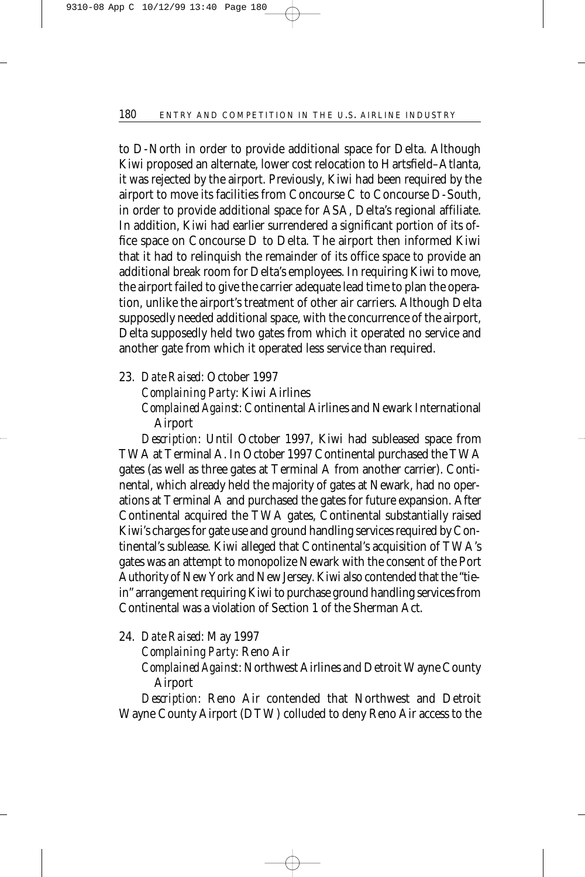to D-North in order to provide additional space for Delta. Although Kiwi proposed an alternate, lower cost relocation to Hartsfield–Atlanta, it was rejected by the airport. Previously, Kiwi had been required by the airport to move its facilities from Concourse C to Concourse D-South, in order to provide additional space for ASA, Delta's regional affiliate. In addition, Kiwi had earlier surrendered a significant portion of its office space on Concourse D to Delta. The airport then informed Kiwi that it had to relinquish the remainder of its office space to provide an additional break room for Delta's employees. In requiring Kiwi to move, the airport failed to give the carrier adequate lead time to plan the operation, unlike the airport's treatment of other air carriers. Although Delta supposedly needed additional space, with the concurrence of the airport, Delta supposedly held two gates from which it operated no service and another gate from which it operated less service than required.

23. *Date Raised*: October 1997
    *Complaining Party*: Kiwi Airlines
    *Complained Against*: Continental Airlines and Newark International Airport
    *Description*: Until October 1997, Kiwi had subleased space from TWA at Terminal A. In October 1997 Continental purchased the TWA gates (as well as three gates at Terminal A from another carrier). Continental, which already held the majority of gates at Newark, had no operations at Terminal A and purchased the gates for future expansion. After Continental acquired the TWA gates, Continental substantially raised Kiwi's charges for gate use and ground handling services required by Continental's sublease. Kiwi alleged that Continental's acquisition of TWA's gates was an attempt to monopolize Newark with the consent of the Port Authority of New York and New Jersey. Kiwi also contended that the "tie-in" arrangement requiring Kiwi to purchase ground handling services from Continental was a violation of Section 1 of the Sherman Act.

24. *Date Raised*: May 1997
    *Complaining Party*: Reno Air
    *Complained Against*: Northwest Airlines and Detroit Wayne County Airport
    *Description*: Reno Air contended that Northwest and Detroit Wayne County Airport (DTW) colluded to deny Reno Air access to the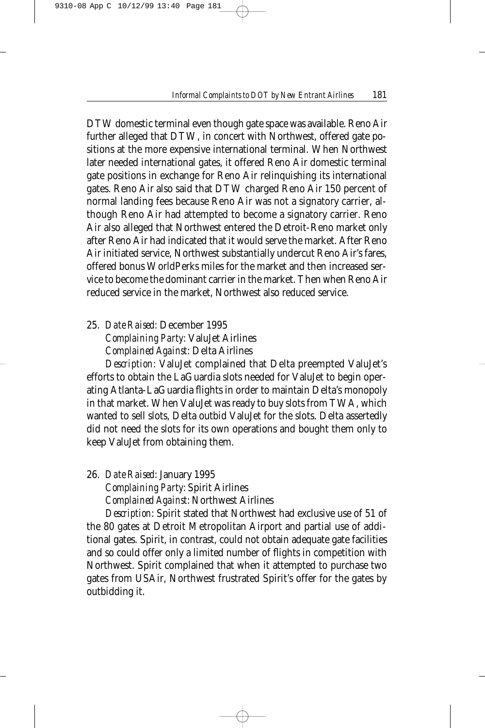DTW domestic terminal even though gate space was available. Reno Air further alleged that DTW, in concert with Northwest, offered gate positions at the more expensive international terminal. When Northwest later needed international gates, it offered Reno Air domestic terminal gate positions in exchange for Reno Air relinquishing its international gates. Reno Air also said that DTW charged Reno Air 150 percent of normal landing fees because Reno Air was not a signatory carrier, although Reno Air had attempted to become a signatory carrier. Reno Air also alleged that Northwest entered the Detroit-Reno market only after Reno Air had indicated that it would serve the market. After Reno Air initiated service, Northwest substantially undercut Reno Air's fares, offered bonus WorldPerks miles for the market and then increased service to become the dominant carrier in the market. Then when Reno Air reduced service in the market, Northwest also reduced service.

25. *Date Raised*: December 1995

    *Complaining Party*: ValuJet Airlines

    *Complained Against*: Delta Airlines

    *Description*: ValuJet complained that Delta preempted ValuJet's efforts to obtain the LaGuardia slots needed for ValuJet to begin operating Atlanta-LaGuardia flights in order to maintain Delta's monopoly in that market. When ValuJet was ready to buy slots from TWA, which wanted to sell slots, Delta outbid ValuJet for the slots. Delta assertedly did not need the slots for its own operations and bought them only to keep ValuJet from obtaining them.

26. *Date Raised*: January 1995

    *Complaining Party*: Spirit Airlines

    *Complained Against*: Northwest Airlines

    *Description*: Spirit stated that Northwest had exclusive use of 51 of the 80 gates at Detroit Metropolitan Airport and partial use of additional gates. Spirit, in contrast, could not obtain adequate gate facilities and so could offer only a limited number of flights in competition with Northwest. Spirit complained that when it attempted to purchase two gates from USAir, Northwest frustrated Spirit's offer for the gates by outbidding it.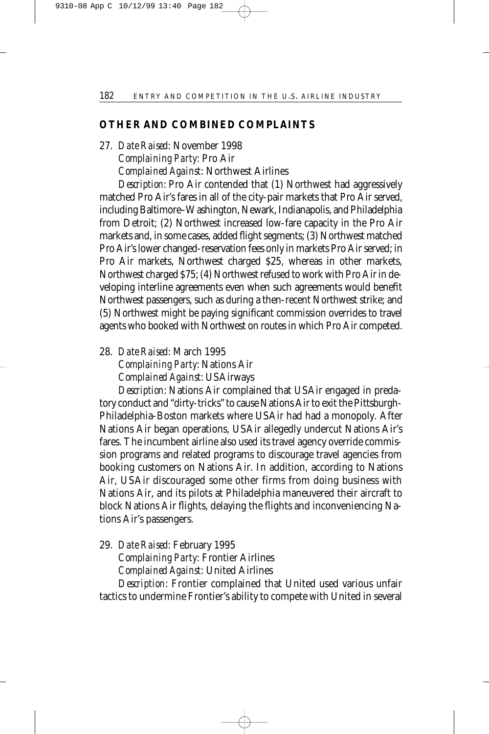## OTHER AND COMBINED COMPLAINTS

27. *Date Raised*: November 1998

    *Complaining Party*: Pro Air

    *Complained Against*: Northwest Airlines

    *Description:* Pro Air contended that (1) Northwest had aggressively matched Pro Air's fares in all of the city-pair markets that Pro Air served, including Baltimore–Washington, Newark, Indianapolis, and Philadelphia from Detroit; (2) Northwest increased low-fare capacity in the Pro Air markets and, in some cases, added flight segments; (3) Northwest matched Pro Air's lower changed-reservation fees only in markets Pro Air served; in Pro Air markets, Northwest charged $25, whereas in other markets, Northwest charged $75; (4) Northwest refused to work with Pro Air in developing interline agreements even when such agreements would benefit Northwest passengers, such as during a then-recent Northwest strike; and (5) Northwest might be paying significant commission overrides to travel agents who booked with Northwest on routes in which Pro Air competed.

28. *Date Raised*: March 1995

    *Complaining Party*: Nations Air

    *Complained Against*: USAirways

    *Description:* Nations Air complained that USAir engaged in predatory conduct and "dirty-tricks" to cause Nations Air to exit the Pittsburgh-Philadelphia-Boston markets where USAir had had a monopoly. After Nations Air began operations, USAir allegedly undercut Nations Air's fares. The incumbent airline also used its travel agency override commission programs and related programs to discourage travel agencies from booking customers on Nations Air. In addition, according to Nations Air, USAir discouraged some other firms from doing business with Nations Air, and its pilots at Philadelphia maneuvered their aircraft to block Nations Air flights, delaying the flights and inconveniencing Nations Air's passengers.

29. *Date Raised*: February 1995

    *Complaining Party*: Frontier Airlines

    *Complained Against*: United Airlines

    *Description*: Frontier complained that United used various unfair tactics to undermine Frontier's ability to compete with United in several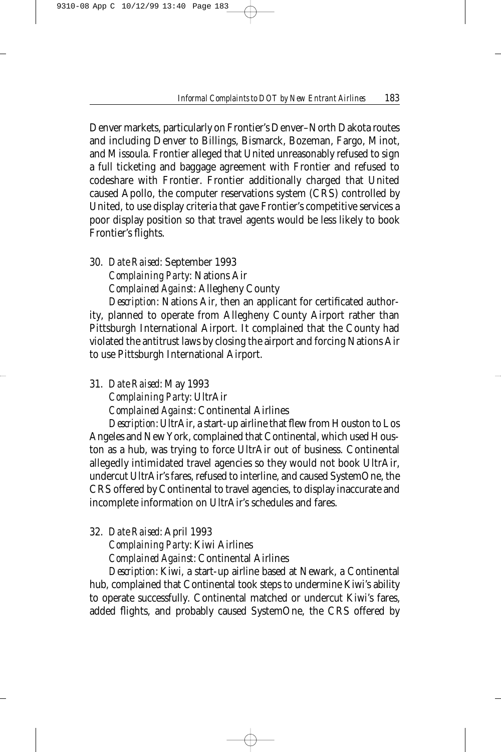Denver markets, particularly on Frontier's Denver–North Dakota routes and including Denver to Billings, Bismarck, Bozeman, Fargo, Minot, and Missoula. Frontier alleged that United unreasonably refused to sign a full ticketing and baggage agreement with Frontier and refused to codeshare with Frontier. Frontier additionally charged that United caused Apollo, the computer reservations system (CRS) controlled by United, to use display criteria that gave Frontier's competitive services a poor display position so that travel agents would be less likely to book Frontier's flights.

30. *Date Raised*: September 1993
    *Complaining Party*: Nations Air
    *Complained Against*: Allegheny County
    *Description*: Nations Air, then an applicant for certificated authority, planned to operate from Allegheny County Airport rather than Pittsburgh International Airport. It complained that the County had violated the antitrust laws by closing the airport and forcing Nations Air to use Pittsburgh International Airport.

31. *Date Raised*: May 1993
    *Complaining Party*: UltrAir
    *Complained Against*: Continental Airlines
    *Description*: UltrAir, a start-up airline that flew from Houston to Los Angeles and New York, complained that Continental, which used Houston as a hub, was trying to force UltrAir out of business. Continental allegedly intimidated travel agencies so they would not book UltrAir, undercut UltrAir's fares, refused to interline, and caused SystemOne, the CRS offered by Continental to travel agencies, to display inaccurate and incomplete information on UltrAir's schedules and fares.

32. *Date Raised*: April 1993
    *Complaining Party*: Kiwi Airlines
    *Complained Against*: Continental Airlines
    *Description*: Kiwi, a start-up airline based at Newark, a Continental hub, complained that Continental took steps to undermine Kiwi's ability to operate successfully. Continental matched or undercut Kiwi's fares, added flights, and probably caused SystemOne, the CRS offered by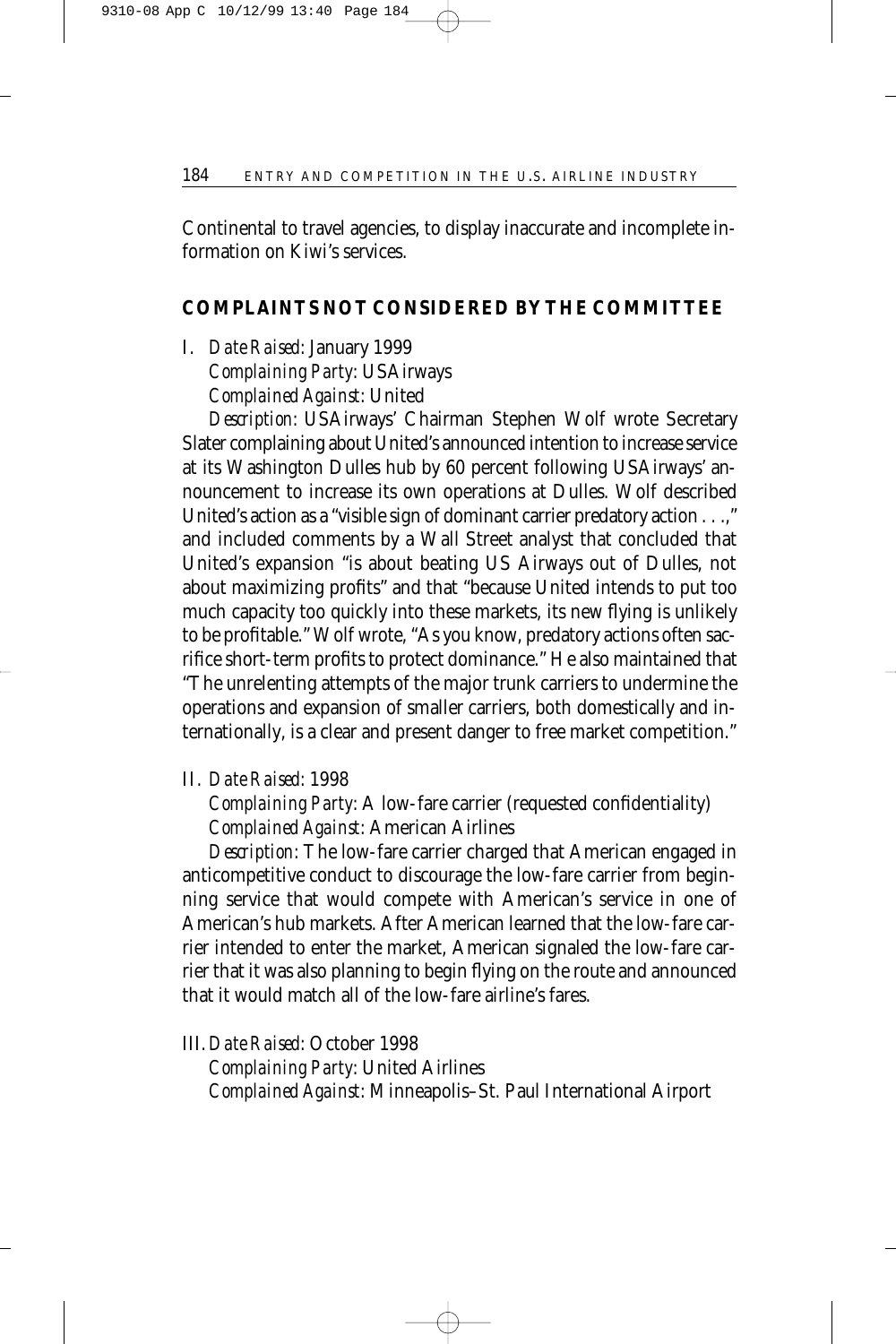Continental to travel agencies, to display inaccurate and incomplete information on Kiwi's services.

## COMPLAINTS NOT CONSIDERED BY THE COMMITTEE

I. *Date Raised*: January 1999
*Complaining Party*: USAirways
*Complained Against*: United

*Description*: USAirways' Chairman Stephen Wolf wrote Secretary Slater complaining about United's announced intention to increase service at its Washington Dulles hub by 60 percent following USAirways' announcement to increase its own operations at Dulles. Wolf described United's action as a "visible sign of dominant carrier predatory action . . .," and included comments by a Wall Street analyst that concluded that United's expansion "is about beating US Airways out of Dulles, not about maximizing profits" and that "because United intends to put too much capacity too quickly into these markets, its new flying is unlikely to be profitable." Wolf wrote, "As you know, predatory actions often sacrifice short-term profits to protect dominance." He also maintained that "The unrelenting attempts of the major trunk carriers to undermine the operations and expansion of smaller carriers, both domestically and internationally, is a clear and present danger to free market competition."

II. *Date Raised*: 1998
*Complaining Party*: A low-fare carrier (requested confidentiality)
*Complained Against*: American Airlines

*Description*: The low-fare carrier charged that American engaged in anticompetitive conduct to discourage the low-fare carrier from beginning service that would compete with American's service in one of American's hub markets. After American learned that the low-fare carrier intended to enter the market, American signaled the low-fare carrier that it was also planning to begin flying on the route and announced that it would match all of the low-fare airline's fares.

III. *Date Raised*: October 1998
*Complaining Party*: United Airlines
*Complained Against*: Minneapolis–St. Paul International Airport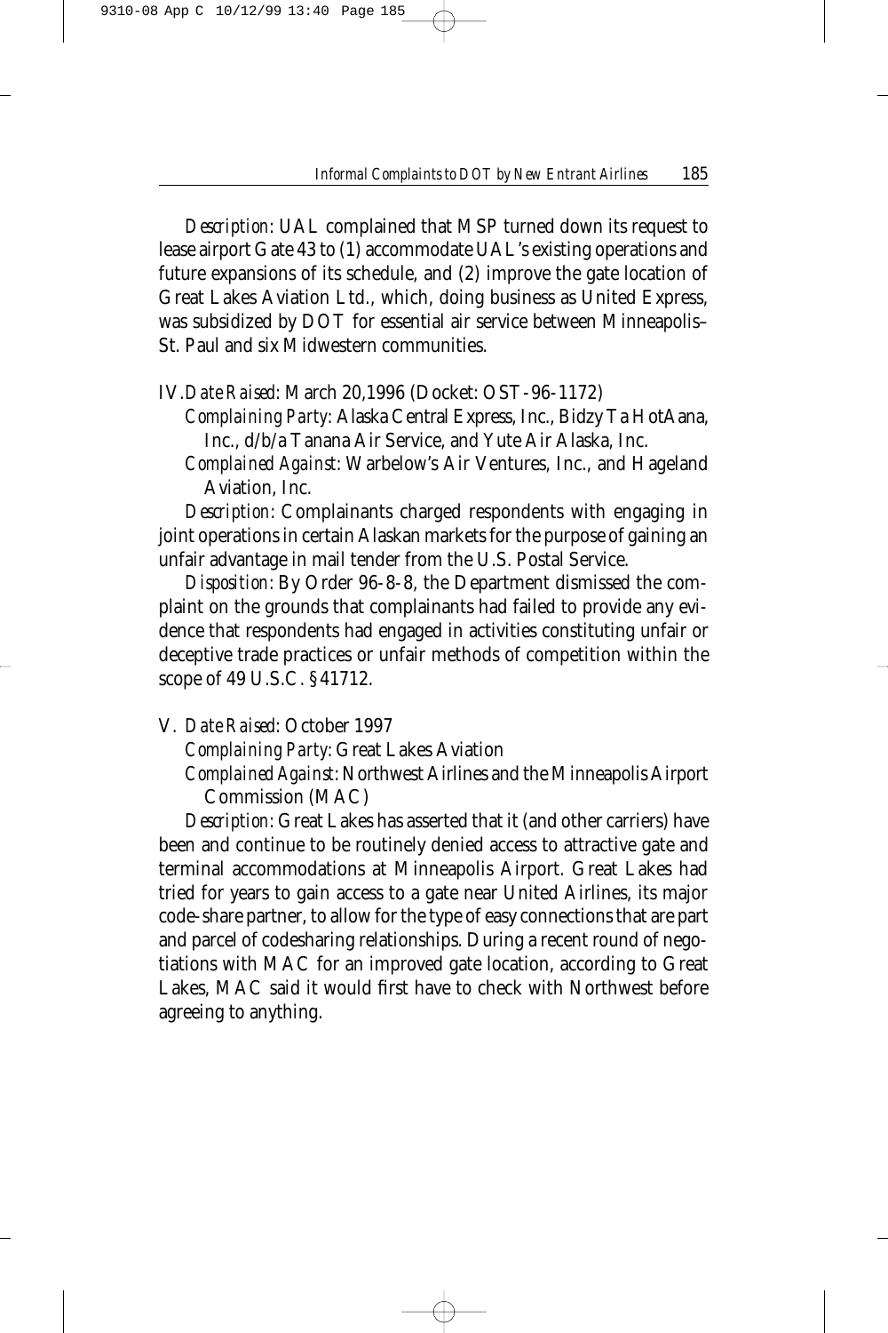*Description*: UAL complained that MSP turned down its request to lease airport Gate 43 to (1) accommodate UAL's existing operations and future expansions of its schedule, and (2) improve the gate location of Great Lakes Aviation Ltd., which, doing business as United Express, was subsidized by DOT for essential air service between Minneapolis–St. Paul and six Midwestern communities.

IV. *Date Raised*: March 20,1996 (Docket: OST-96-1172)

*Complaining Party*: Alaska Central Express, Inc., Bidzy Ta HotAana, Inc., d/b/a Tanana Air Service, and Yute Air Alaska, Inc.

*Complained Against*: Warbelow's Air Ventures, Inc., and Hageland Aviation, Inc.

*Description*: Complainants charged respondents with engaging in joint operations in certain Alaskan markets for the purpose of gaining an unfair advantage in mail tender from the U.S. Postal Service.

*Disposition*: By Order 96-8-8, the Department dismissed the complaint on the grounds that complainants had failed to provide any evidence that respondents had engaged in activities constituting unfair or deceptive trade practices or unfair methods of competition within the scope of 49 U.S.C. §41712.

V. *Date Raised*: October 1997

*Complaining Party*: Great Lakes Aviation

*Complained Against*: Northwest Airlines and the Minneapolis Airport Commission (MAC)

*Description*: Great Lakes has asserted that it (and other carriers) have been and continue to be routinely denied access to attractive gate and terminal accommodations at Minneapolis Airport. Great Lakes had tried for years to gain access to a gate near United Airlines, its major code-share partner, to allow for the type of easy connections that are part and parcel of codesharing relationships. During a recent round of negotiations with MAC for an improved gate location, according to Great Lakes, MAC said it would first have to check with Northwest before agreeing to anything.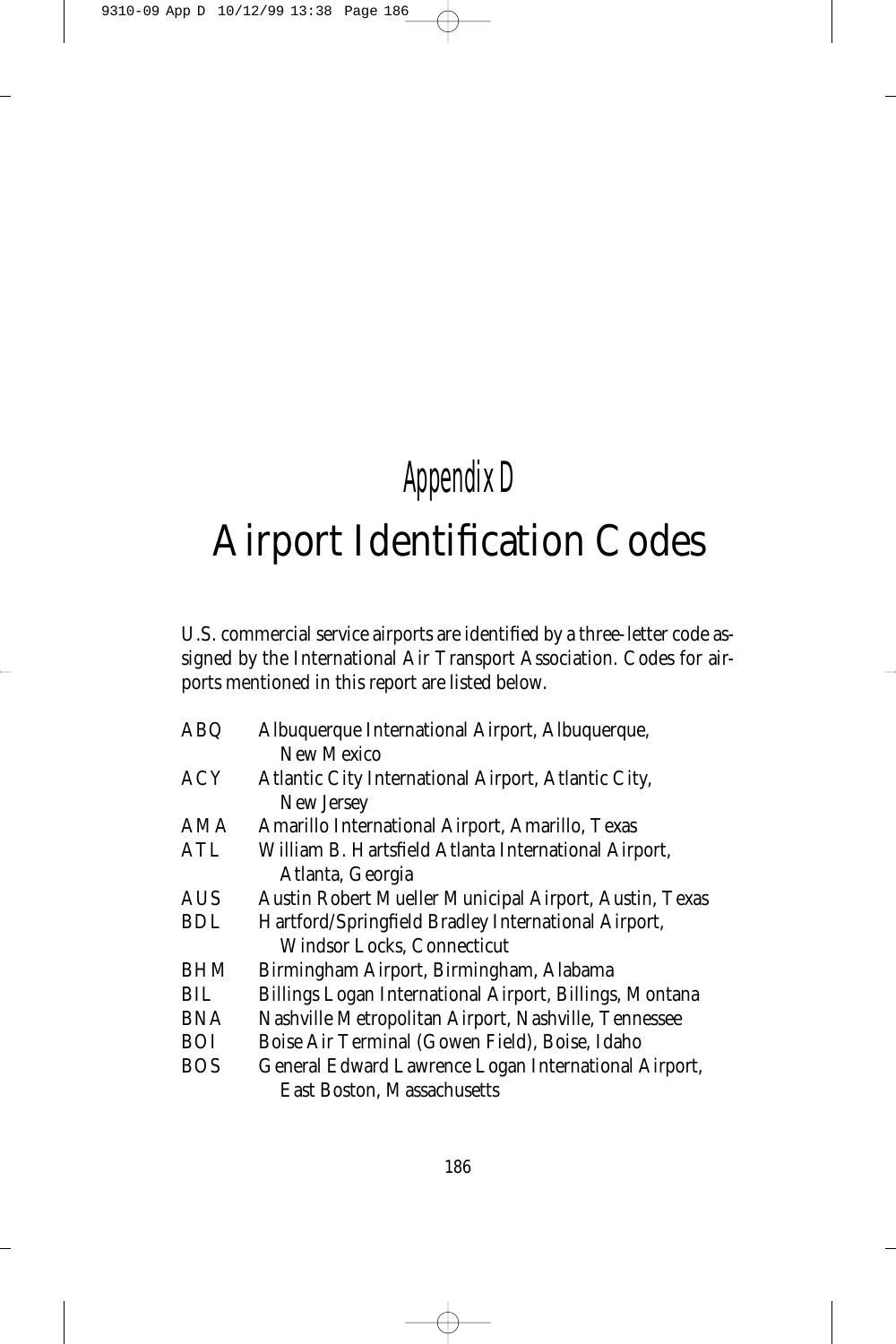*Appendix D*

# Airport Identification Codes

U.S. commercial service airports are identified by a three-letter code assigned by the International Air Transport Association. Codes for airports mentioned in this report are listed below.

| | |
|---|---|
| ABQ | Albuquerque International Airport, Albuquerque, New Mexico |
| ACY | Atlantic City International Airport, Atlantic City, New Jersey |
| AMA | Amarillo International Airport, Amarillo, Texas |
| ATL | William B. Hartsfield Atlanta International Airport, Atlanta, Georgia |
| AUS | Austin Robert Mueller Municipal Airport, Austin, Texas |
| BDL | Hartford/Springfield Bradley International Airport, Windsor Locks, Connecticut |
| BHM | Birmingham Airport, Birmingham, Alabama |
| BIL | Billings Logan International Airport, Billings, Montana |
| BNA | Nashville Metropolitan Airport, Nashville, Tennessee |
| BOI | Boise Air Terminal (Gowen Field), Boise, Idaho |
| BOS | General Edward Lawrence Logan International Airport, East Boston, Massachusetts |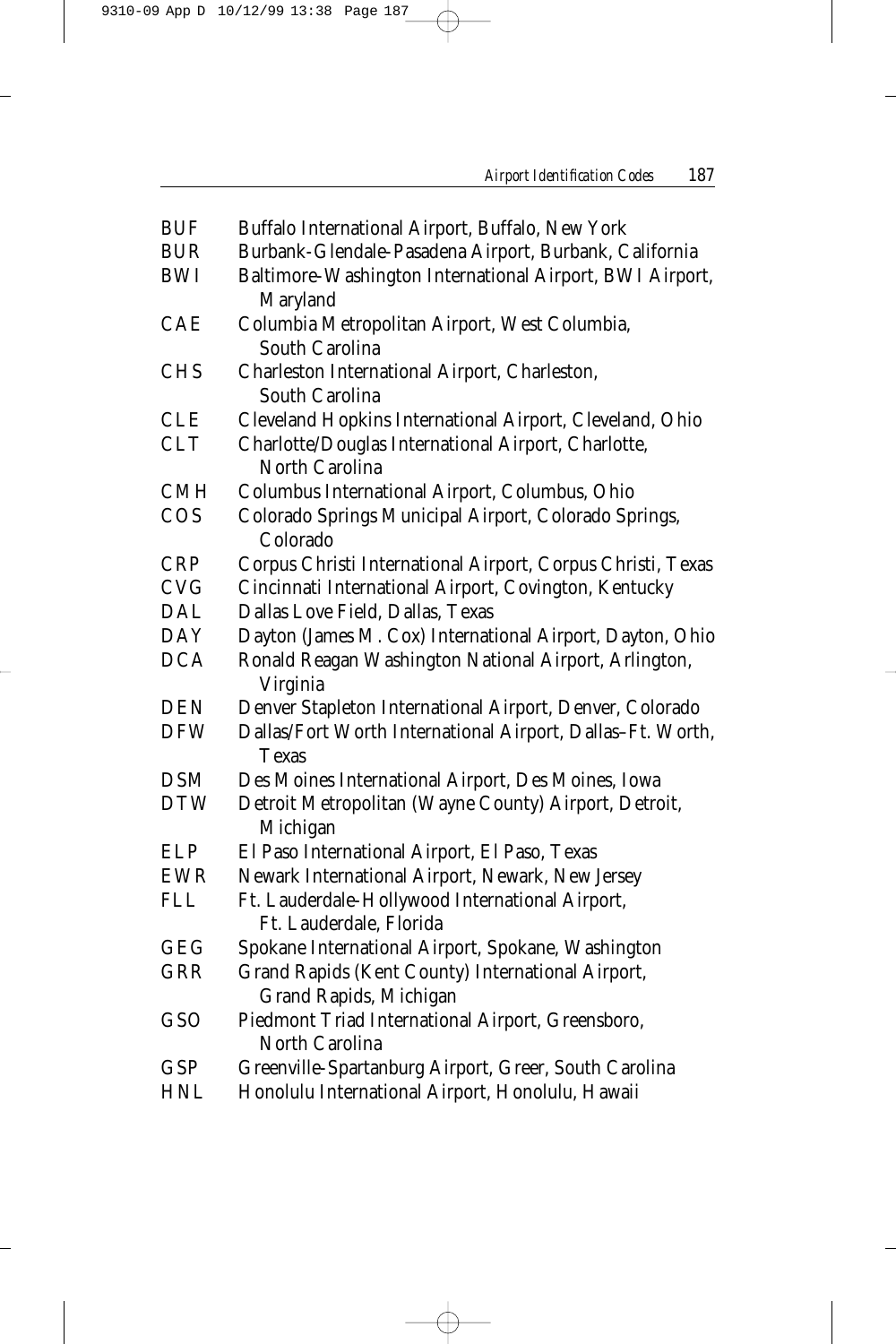| | |
|---|---|
| BUF | Buffalo International Airport, Buffalo, New York |
| BUR | Burbank-Glendale-Pasadena Airport, Burbank, California |
| BWI | Baltimore-Washington International Airport, BWI Airport, Maryland |
| CAE | Columbia Metropolitan Airport, West Columbia, South Carolina |
| CHS | Charleston International Airport, Charleston, South Carolina |
| CLE | Cleveland Hopkins International Airport, Cleveland, Ohio |
| CLT | Charlotte/Douglas International Airport, Charlotte, North Carolina |
| CMH | Columbus International Airport, Columbus, Ohio |
| COS | Colorado Springs Municipal Airport, Colorado Springs, Colorado |
| CRP | Corpus Christi International Airport, Corpus Christi, Texas |
| CVG | Cincinnati International Airport, Covington, Kentucky |
| DAL | Dallas Love Field, Dallas, Texas |
| DAY | Dayton (James M. Cox) International Airport, Dayton, Ohio |
| DCA | Ronald Reagan Washington National Airport, Arlington, Virginia |
| DEN | Denver Stapleton International Airport, Denver, Colorado |
| DFW | Dallas/Fort Worth International Airport, Dallas–Ft. Worth, Texas |
| DSM | Des Moines International Airport, Des Moines, Iowa |
| DTW | Detroit Metropolitan (Wayne County) Airport, Detroit, Michigan |
| ELP | El Paso International Airport, El Paso, Texas |
| EWR | Newark International Airport, Newark, New Jersey |
| FLL | Ft. Lauderdale-Hollywood International Airport, Ft. Lauderdale, Florida |
| GEG | Spokane International Airport, Spokane, Washington |
| GRR | Grand Rapids (Kent County) International Airport, Grand Rapids, Michigan |
| GSO | Piedmont Triad International Airport, Greensboro, North Carolina |
| GSP | Greenville-Spartanburg Airport, Greer, South Carolina |
| HNL | Honolulu International Airport, Honolulu, Hawaii |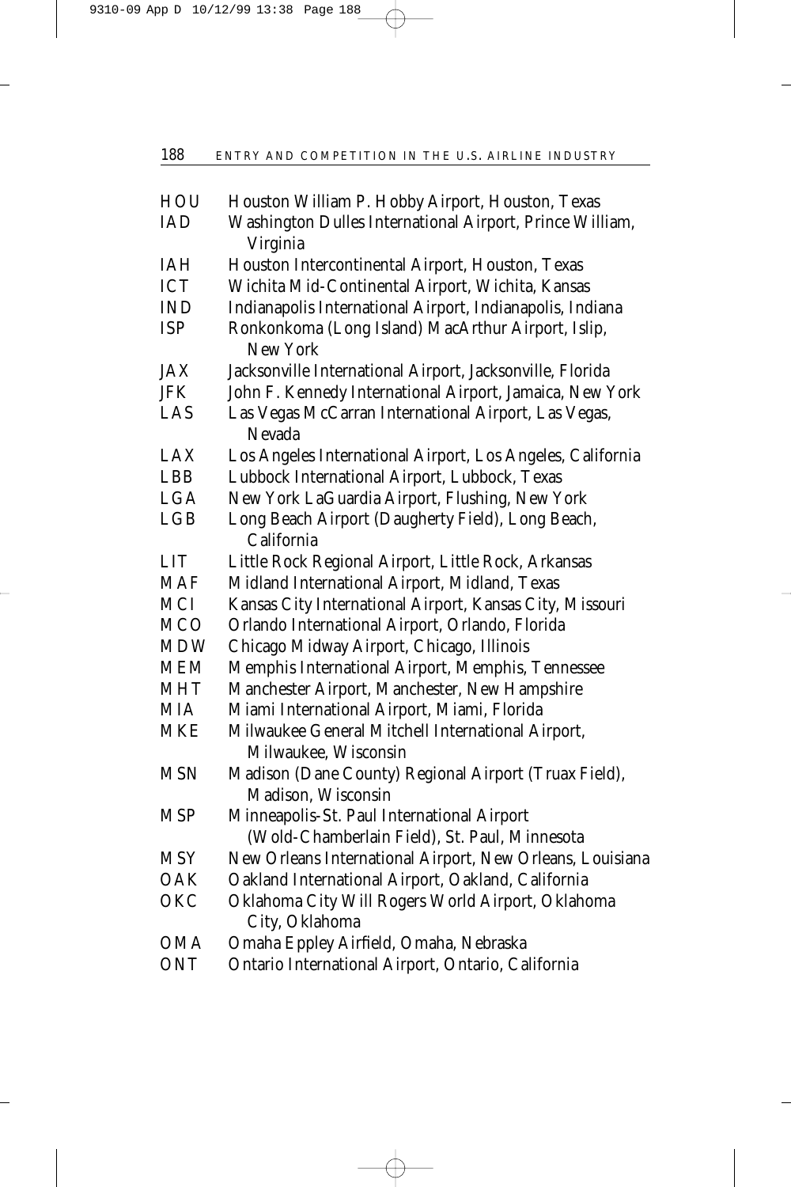| | |
|---|---|
| HOU | Houston William P. Hobby Airport, Houston, Texas |
| IAD | Washington Dulles International Airport, Prince William, Virginia |
| IAH | Houston Intercontinental Airport, Houston, Texas |
| ICT | Wichita Mid-Continental Airport, Wichita, Kansas |
| IND | Indianapolis International Airport, Indianapolis, Indiana |
| ISP | Ronkonkoma (Long Island) MacArthur Airport, Islip, New York |
| JAX | Jacksonville International Airport, Jacksonville, Florida |
| JFK | John F. Kennedy International Airport, Jamaica, New York |
| LAS | Las Vegas McCarran International Airport, Las Vegas, Nevada |
| LAX | Los Angeles International Airport, Los Angeles, California |
| LBB | Lubbock International Airport, Lubbock, Texas |
| LGA | New York LaGuardia Airport, Flushing, New York |
| LGB | Long Beach Airport (Daugherty Field), Long Beach, California |
| LIT | Little Rock Regional Airport, Little Rock, Arkansas |
| MAF | Midland International Airport, Midland, Texas |
| MCI | Kansas City International Airport, Kansas City, Missouri |
| MCO | Orlando International Airport, Orlando, Florida |
| MDW | Chicago Midway Airport, Chicago, Illinois |
| MEM | Memphis International Airport, Memphis, Tennessee |
| MHT | Manchester Airport, Manchester, New Hampshire |
| MIA | Miami International Airport, Miami, Florida |
| MKE | Milwaukee General Mitchell International Airport, Milwaukee, Wisconsin |
| MSN | Madison (Dane County) Regional Airport (Truax Field), Madison, Wisconsin |
| MSP | Minneapolis-St. Paul International Airport (Wold-Chamberlain Field), St. Paul, Minnesota |
| MSY | New Orleans International Airport, New Orleans, Louisiana |
| OAK | Oakland International Airport, Oakland, California |
| OKC | Oklahoma City Will Rogers World Airport, Oklahoma City, Oklahoma |
| OMA | Omaha Eppley Airfield, Omaha, Nebraska |
| ONT | Ontario International Airport, Ontario, California |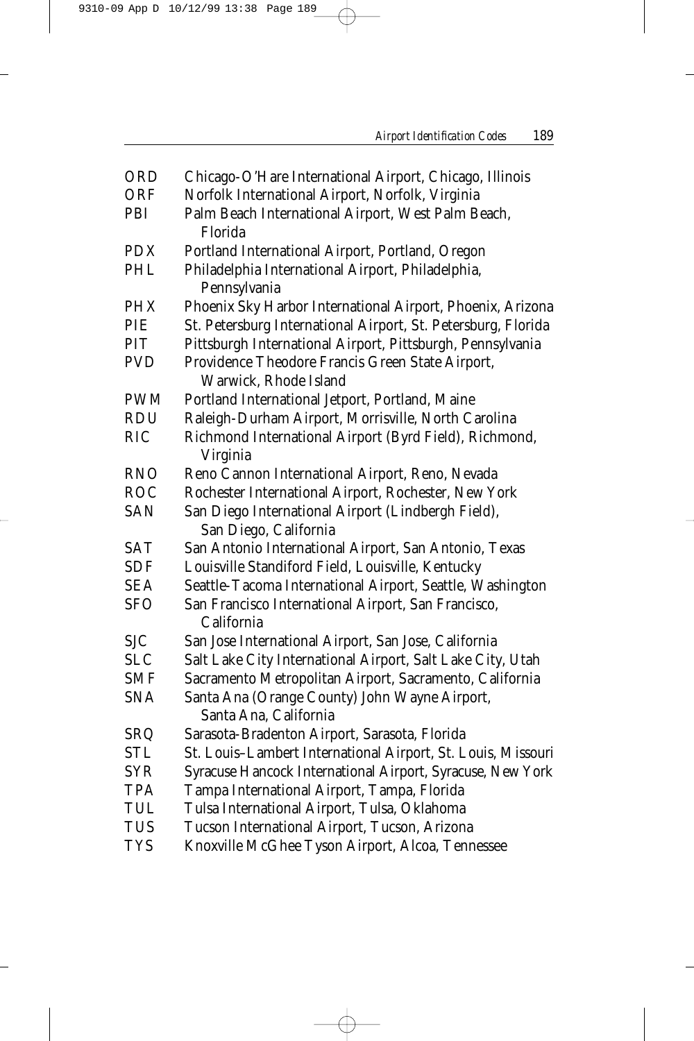| | |
|---|---|
| ORD | Chicago-O'Hare International Airport, Chicago, Illinois |
| ORF | Norfolk International Airport, Norfolk, Virginia |
| PBI | Palm Beach International Airport, West Palm Beach, Florida |
| PDX | Portland International Airport, Portland, Oregon |
| PHL | Philadelphia International Airport, Philadelphia, Pennsylvania |
| PHX | Phoenix Sky Harbor International Airport, Phoenix, Arizona |
| PIE | St. Petersburg International Airport, St. Petersburg, Florida |
| PIT | Pittsburgh International Airport, Pittsburgh, Pennsylvania |
| PVD | Providence Theodore Francis Green State Airport, Warwick, Rhode Island |
| PWM | Portland International Jetport, Portland, Maine |
| RDU | Raleigh-Durham Airport, Morrisville, North Carolina |
| RIC | Richmond International Airport (Byrd Field), Richmond, Virginia |
| RNO | Reno Cannon International Airport, Reno, Nevada |
| ROC | Rochester International Airport, Rochester, New York |
| SAN | San Diego International Airport (Lindbergh Field), San Diego, California |
| SAT | San Antonio International Airport, San Antonio, Texas |
| SDF | Louisville Standiford Field, Louisville, Kentucky |
| SEA | Seattle-Tacoma International Airport, Seattle, Washington |
| SFO | San Francisco International Airport, San Francisco, California |
| SJC | San Jose International Airport, San Jose, California |
| SLC | Salt Lake City International Airport, Salt Lake City, Utah |
| SMF | Sacramento Metropolitan Airport, Sacramento, California |
| SNA | Santa Ana (Orange County) John Wayne Airport, Santa Ana, California |
| SRQ | Sarasota-Bradenton Airport, Sarasota, Florida |
| STL | St. Louis–Lambert International Airport, St. Louis, Missouri |
| SYR | Syracuse Hancock International Airport, Syracuse, New York |
| TPA | Tampa International Airport, Tampa, Florida |
| TUL | Tulsa International Airport, Tulsa, Oklahoma |
| TUS | Tucson International Airport, Tucson, Arizona |
| TYS | Knoxville McGhee Tyson Airport, Alcoa, Tennessee |